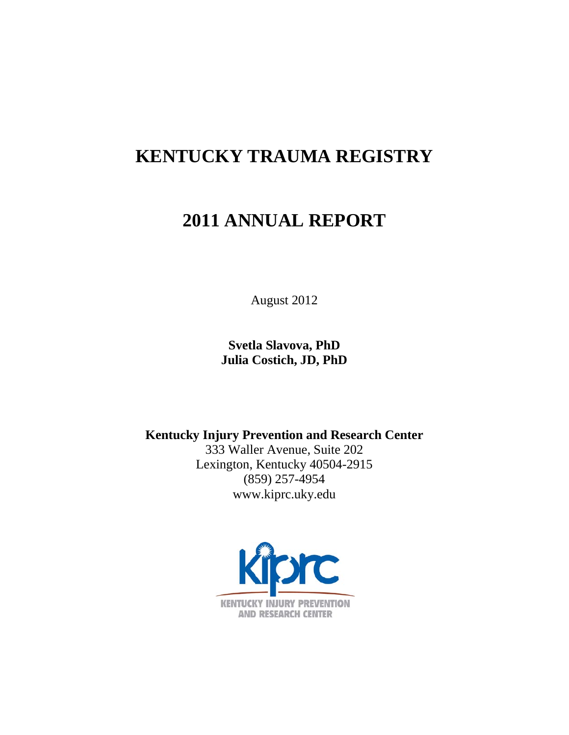# KENTUCKY TRAUMA REGISTRY

# 2011 ANNUAL REPORT

August 2012

**Svetla Slavova, PhD**
**Julia Costich, JD, PhD**

**Kentucky Injury Prevention and Research Center**
333 Waller Avenue, Suite 202
Lexington, Kentucky 40504-2915
(859) 257-4954
www.kiprc.uky.edu

KENTUCKY INJURY PREVENTION AND RESEARCH CENTER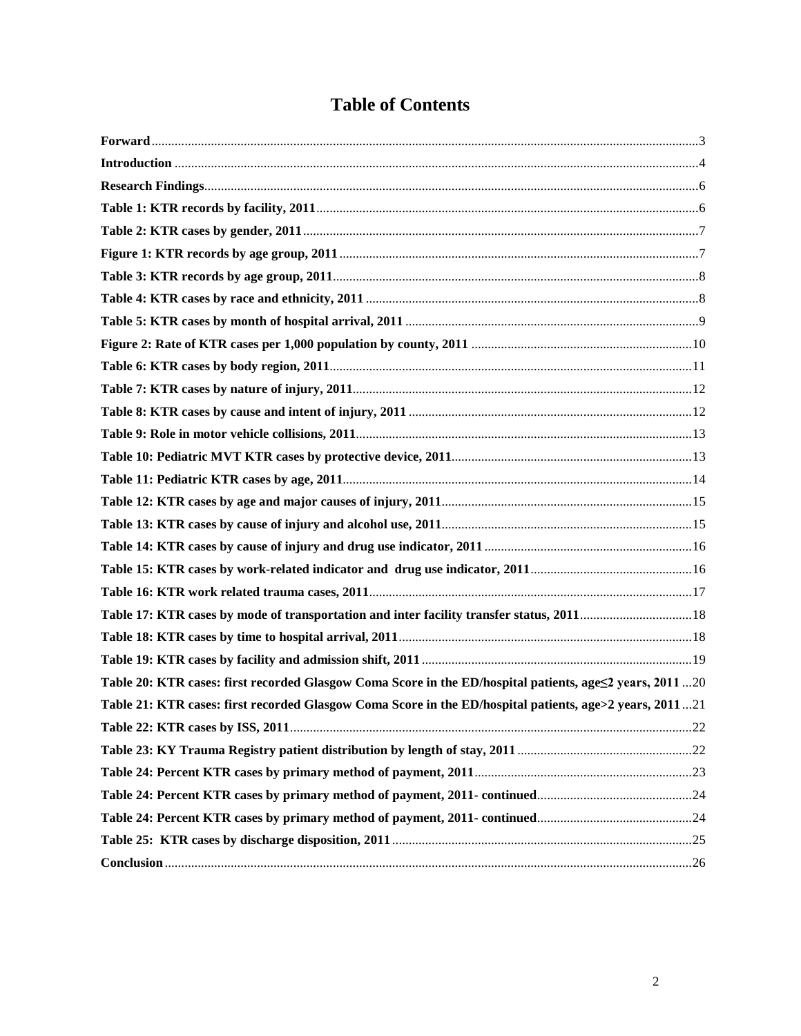# Table of Contents

**Forward** .....3

**Introduction** .....4

**Research Findings** .....6

**Table 1: KTR records by facility, 2011** .....6

**Table 2: KTR cases by gender, 2011** .....7

**Figure 1: KTR records by age group, 2011** .....7

**Table 3: KTR records by age group, 2011** .....8

**Table 4: KTR cases by race and ethnicity, 2011** .....8

**Table 5: KTR cases by month of hospital arrival, 2011** .....9

**Figure 2: Rate of KTR cases per 1,000 population by county, 2011** .....10

**Table 6: KTR cases by body region, 2011** .....11

**Table 7: KTR cases by nature of injury, 2011** .....12

**Table 8: KTR cases by cause and intent of injury, 2011** .....12

**Table 9: Role in motor vehicle collisions, 2011** .....13

**Table 10: Pediatric MVT KTR cases by protective device, 2011** .....13

**Table 11: Pediatric KTR cases by age, 2011** .....14

**Table 12: KTR cases by age and major causes of injury, 2011** .....15

**Table 13: KTR cases by cause of injury and alcohol use, 2011** .....15

**Table 14: KTR cases by cause of injury and drug use indicator, 2011** .....16

**Table 15: KTR cases by work-related indicator and drug use indicator, 2011** .....16

**Table 16: KTR work related trauma cases, 2011** .....17

**Table 17: KTR cases by mode of transportation and inter facility transfer status, 2011** .....18

**Table 18: KTR cases by time to hospital arrival, 2011** .....18

**Table 19: KTR cases by facility and admission shift, 2011** .....19

**Table 20: KTR cases: first recorded Glasgow Coma Score in the ED/hospital patients, age≤2 years, 2011** .....20

**Table 21: KTR cases: first recorded Glasgow Coma Score in the ED/hospital patients, age>2 years, 2011** .....21

**Table 22: KTR cases by ISS, 2011** .....22

**Table 23: KY Trauma Registry patient distribution by length of stay, 2011** .....22

**Table 24: Percent KTR cases by primary method of payment, 2011** .....23

**Table 24: Percent KTR cases by primary method of payment, 2011- continued** .....24

**Table 24: Percent KTR cases by primary method of payment, 2011- continued** .....24

**Table 25: KTR cases by discharge disposition, 2011** .....25

**Conclusion** .....26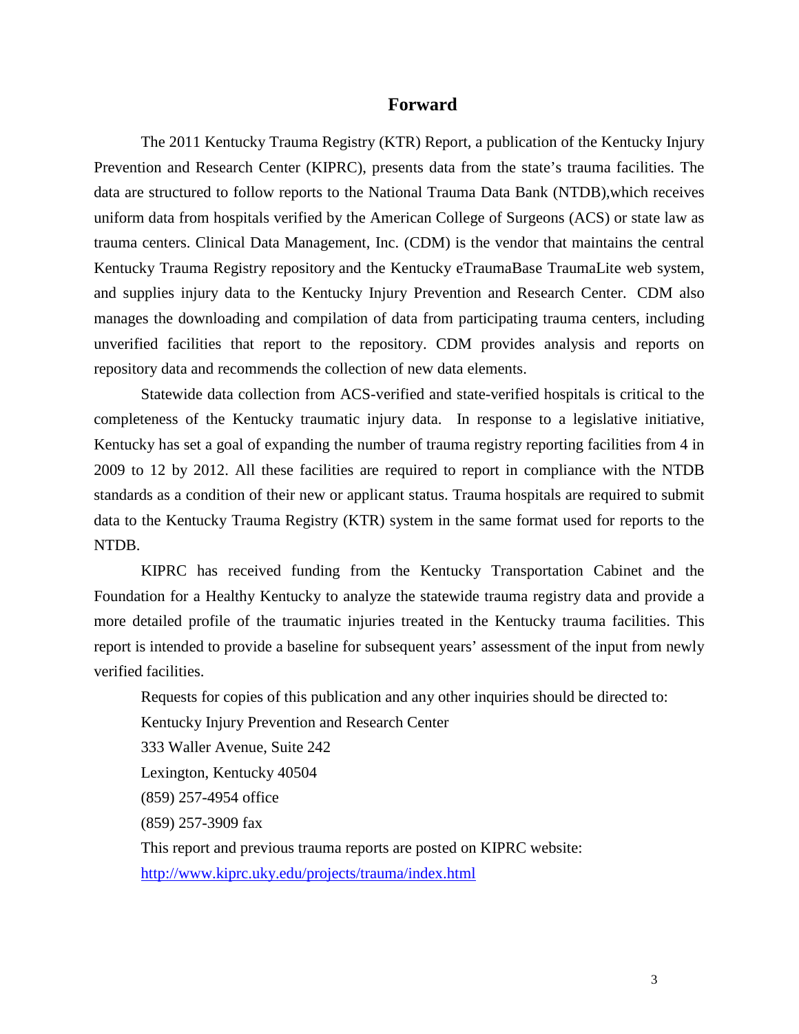# Forward

The 2011 Kentucky Trauma Registry (KTR) Report, a publication of the Kentucky Injury Prevention and Research Center (KIPRC), presents data from the state's trauma facilities. The data are structured to follow reports to the National Trauma Data Bank (NTDB),which receives uniform data from hospitals verified by the American College of Surgeons (ACS) or state law as trauma centers. Clinical Data Management, Inc. (CDM) is the vendor that maintains the central Kentucky Trauma Registry repository and the Kentucky eTraumaBase TraumaLite web system, and supplies injury data to the Kentucky Injury Prevention and Research Center. CDM also manages the downloading and compilation of data from participating trauma centers, including unverified facilities that report to the repository. CDM provides analysis and reports on repository data and recommends the collection of new data elements.

Statewide data collection from ACS-verified and state-verified hospitals is critical to the completeness of the Kentucky traumatic injury data. In response to a legislative initiative, Kentucky has set a goal of expanding the number of trauma registry reporting facilities from 4 in 2009 to 12 by 2012. All these facilities are required to report in compliance with the NTDB standards as a condition of their new or applicant status. Trauma hospitals are required to submit data to the Kentucky Trauma Registry (KTR) system in the same format used for reports to the NTDB.

KIPRC has received funding from the Kentucky Transportation Cabinet and the Foundation for a Healthy Kentucky to analyze the statewide trauma registry data and provide a more detailed profile of the traumatic injuries treated in the Kentucky trauma facilities. This report is intended to provide a baseline for subsequent years' assessment of the input from newly verified facilities.

Requests for copies of this publication and any other inquiries should be directed to:

Kentucky Injury Prevention and Research Center

333 Waller Avenue, Suite 242

Lexington, Kentucky 40504

(859) 257-4954 office

(859) 257-3909 fax

This report and previous trauma reports are posted on KIPRC website:

http://www.kiprc.uky.edu/projects/trauma/index.html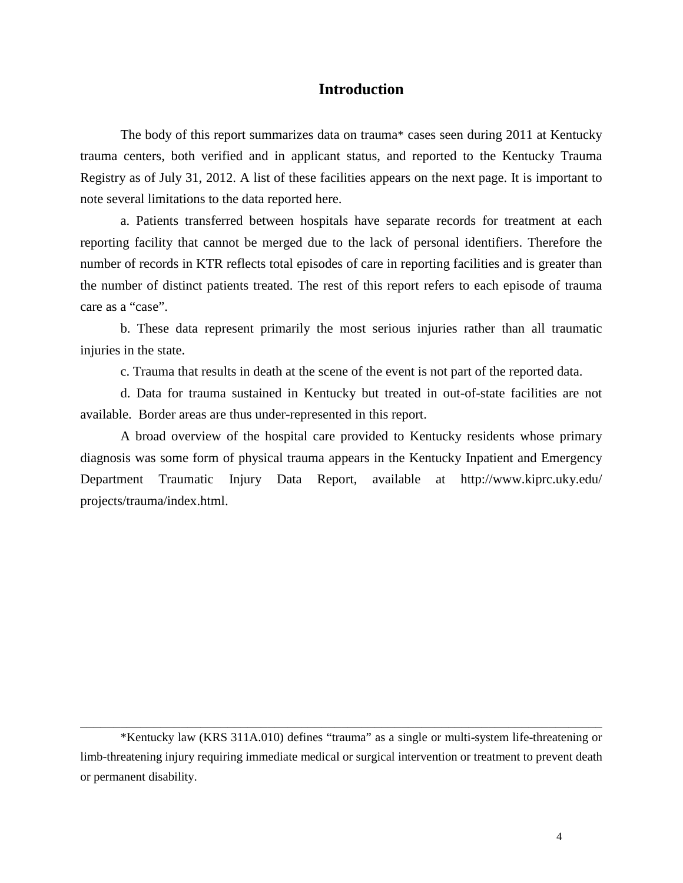# Introduction

The body of this report summarizes data on trauma* cases seen during 2011 at Kentucky trauma centers, both verified and in applicant status, and reported to the Kentucky Trauma Registry as of July 31, 2012. A list of these facilities appears on the next page. It is important to note several limitations to the data reported here.

a. Patients transferred between hospitals have separate records for treatment at each reporting facility that cannot be merged due to the lack of personal identifiers. Therefore the number of records in KTR reflects total episodes of care in reporting facilities and is greater than the number of distinct patients treated. The rest of this report refers to each episode of trauma care as a "case".

b. These data represent primarily the most serious injuries rather than all traumatic injuries in the state.

c. Trauma that results in death at the scene of the event is not part of the reported data.

d. Data for trauma sustained in Kentucky but treated in out-of-state facilities are not available. Border areas are thus under-represented in this report.

A broad overview of the hospital care provided to Kentucky residents whose primary diagnosis was some form of physical trauma appears in the Kentucky Inpatient and Emergency Department Traumatic Injury Data Report, available at http://www.kiprc.uky.edu/projects/trauma/index.html.

---

*Kentucky law (KRS 311A.010) defines "trauma" as a single or multi-system life-threatening or limb-threatening injury requiring immediate medical or surgical intervention or treatment to prevent death or permanent disability.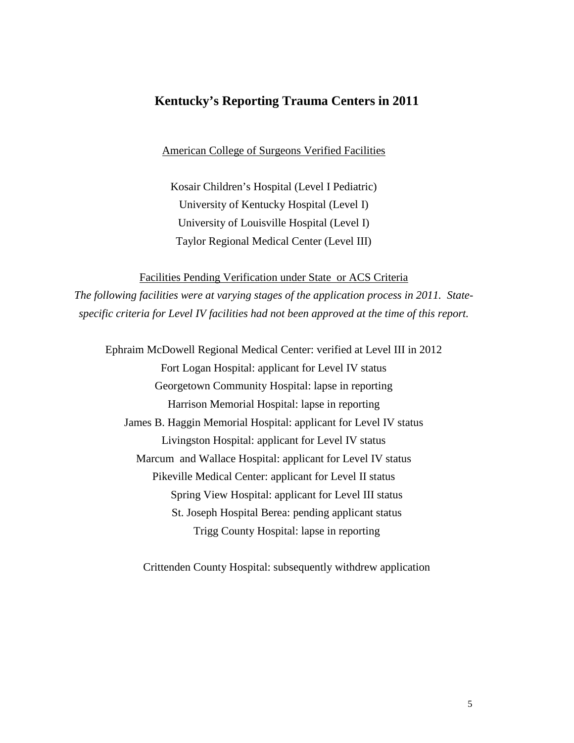# Kentucky's Reporting Trauma Centers in 2011

American College of Surgeons Verified Facilities

Kosair Children's Hospital (Level I Pediatric)
University of Kentucky Hospital (Level I)
University of Louisville Hospital (Level I)
Taylor Regional Medical Center (Level III)

Facilities Pending Verification under State or ACS Criteria

*The following facilities were at varying stages of the application process in 2011. State-specific criteria for Level IV facilities had not been approved at the time of this report.*

Ephraim McDowell Regional Medical Center: verified at Level III in 2012
Fort Logan Hospital: applicant for Level IV status
Georgetown Community Hospital: lapse in reporting
Harrison Memorial Hospital: lapse in reporting
James B. Haggin Memorial Hospital: applicant for Level IV status
Livingston Hospital: applicant for Level IV status
Marcum and Wallace Hospital: applicant for Level IV status
Pikeville Medical Center: applicant for Level II status
Spring View Hospital: applicant for Level III status
St. Joseph Hospital Berea: pending applicant status
Trigg County Hospital: lapse in reporting

Crittenden County Hospital: subsequently withdrew application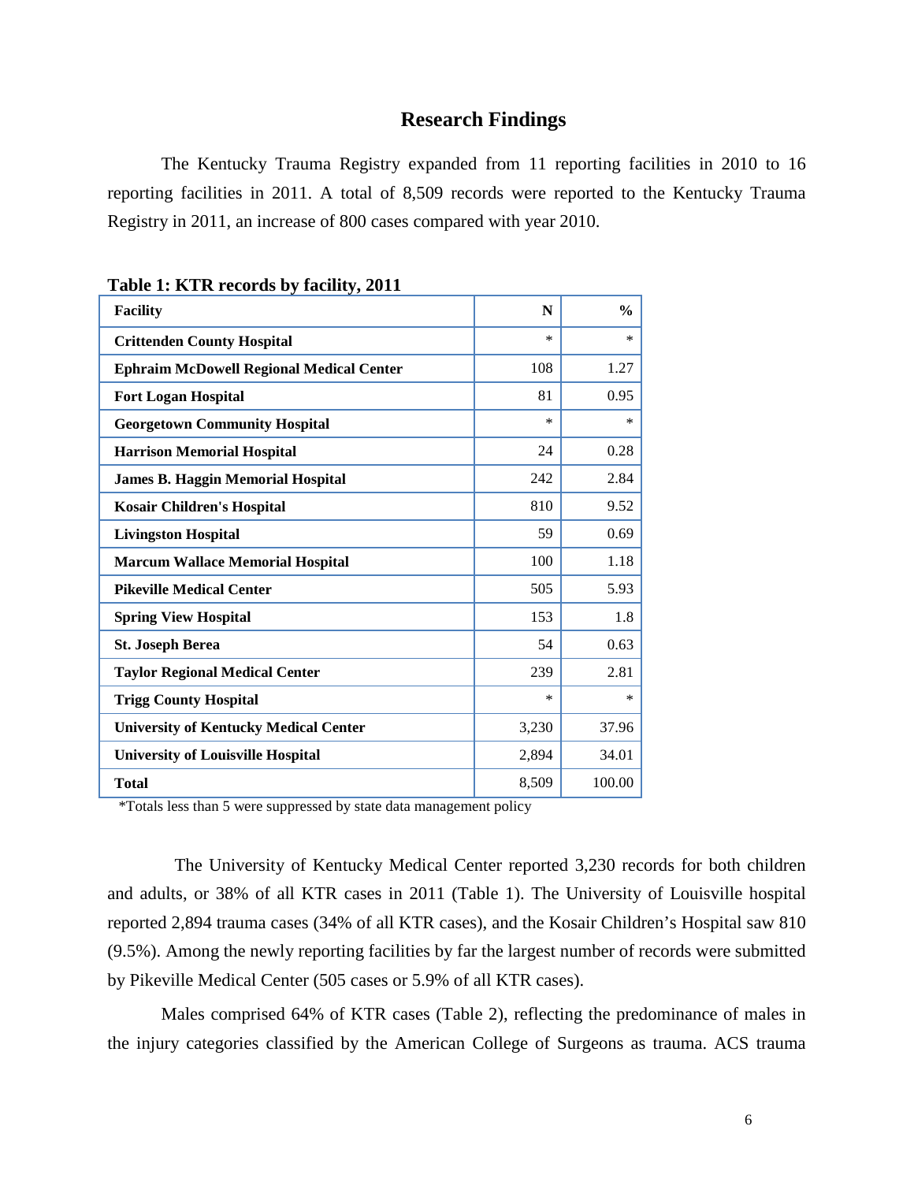## Research Findings

The Kentucky Trauma Registry expanded from 11 reporting facilities in 2010 to 16 reporting facilities in 2011. A total of 8,509 records were reported to the Kentucky Trauma Registry in 2011, an increase of 800 cases compared with year 2010.

**Table 1: KTR records by facility, 2011**

| Facility | N | % |
|---|---|---|
| **Crittenden County Hospital** | * | * |
| **Ephraim McDowell Regional Medical Center** | 108 | 1.27 |
| **Fort Logan Hospital** | 81 | 0.95 |
| **Georgetown Community Hospital** | * | * |
| **Harrison Memorial Hospital** | 24 | 0.28 |
| **James B. Haggin Memorial Hospital** | 242 | 2.84 |
| **Kosair Children's Hospital** | 810 | 9.52 |
| **Livingston Hospital** | 59 | 0.69 |
| **Marcum Wallace Memorial Hospital** | 100 | 1.18 |
| **Pikeville Medical Center** | 505 | 5.93 |
| **Spring View Hospital** | 153 | 1.8 |
| **St. Joseph Berea** | 54 | 0.63 |
| **Taylor Regional Medical Center** | 239 | 2.81 |
| **Trigg County Hospital** | * | * |
| **University of Kentucky Medical Center** | 3,230 | 37.96 |
| **University of Louisville Hospital** | 2,894 | 34.01 |
| **Total** | 8,509 | 100.00 |

*Totals less than 5 were suppressed by state data management policy

The University of Kentucky Medical Center reported 3,230 records for both children and adults, or 38% of all KTR cases in 2011 (Table 1). The University of Louisville hospital reported 2,894 trauma cases (34% of all KTR cases), and the Kosair Children's Hospital saw 810 (9.5%). Among the newly reporting facilities by far the largest number of records were submitted by Pikeville Medical Center (505 cases or 5.9% of all KTR cases).

Males comprised 64% of KTR cases (Table 2), reflecting the predominance of males in the injury categories classified by the American College of Surgeons as trauma. ACS trauma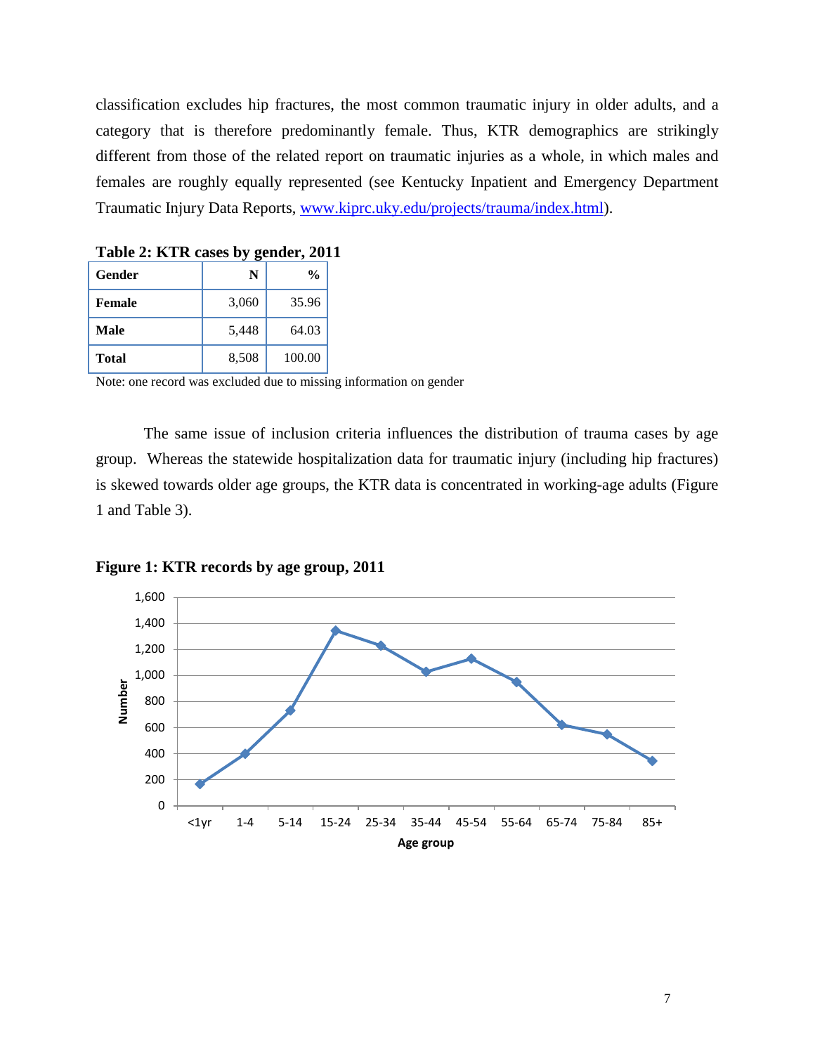classification excludes hip fractures, the most common traumatic injury in older adults, and a category that is therefore predominantly female. Thus, KTR demographics are strikingly different from those of the related report on traumatic injuries as a whole, in which males and females are roughly equally represented (see Kentucky Inpatient and Emergency Department Traumatic Injury Data Reports, [www.kiprc.uky.edu/projects/trauma/index.html](www.kiprc.uky.edu/projects/trauma/index.html)).

**Table 2: KTR cases by gender, 2011**

| Gender | N | % |
|---|---|---|
| **Female** | 3,060 | 35.96 |
| **Male** | 5,448 | 64.03 |
| **Total** | 8,508 | 100.00 |

Note: one record was excluded due to missing information on gender

The same issue of inclusion criteria influences the distribution of trauma cases by age group. Whereas the statewide hospitalization data for traumatic injury (including hip fractures) is skewed towards older age groups, the KTR data is concentrated in working-age adults (Figure 1 and Table 3).

**Figure 1: KTR records by age group, 2011**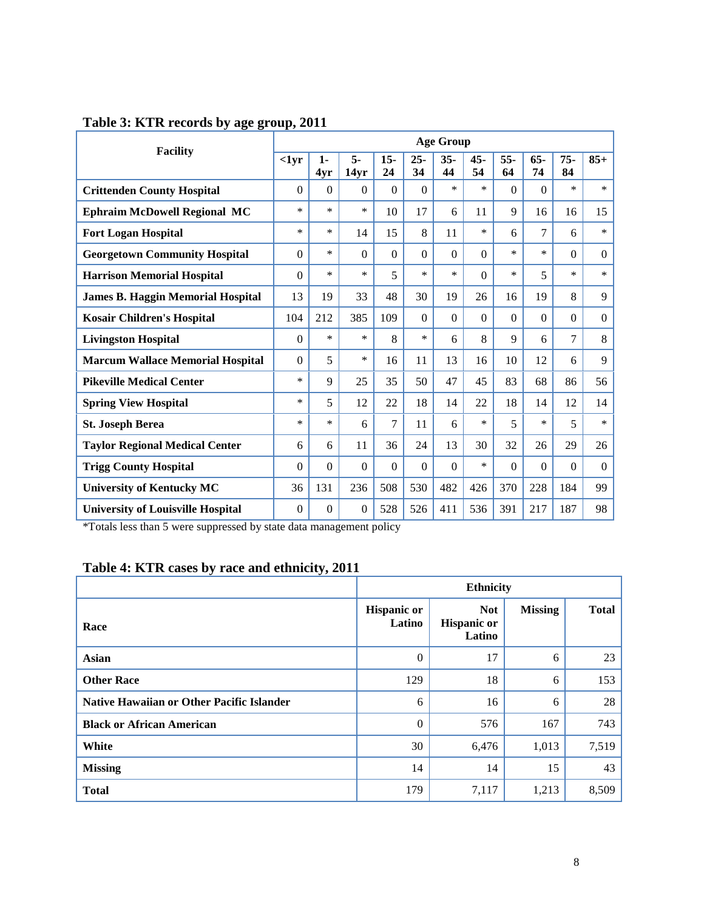## Table 3: KTR records by age group, 2011

| Facility | Age Group | | | | | | | | | | |
|---|---|---|---|---|---|---|---|---|---|---|---|
| | <1yr | 1-4yr | 5-14yr | 15-24 | 25-34 | 35-44 | 45-54 | 55-64 | 65-74 | 75-84 | 85+ |
| **Crittenden County Hospital** | 0 | 0 | 0 | 0 | 0 | * | * | 0 | 0 | * | * |
| **Ephraim McDowell Regional MC** | * | * | * | 10 | 17 | 6 | 11 | 9 | 16 | 16 | 15 |
| **Fort Logan Hospital** | * | * | 14 | 15 | 8 | 11 | * | 6 | 7 | 6 | * |
| **Georgetown Community Hospital** | 0 | * | 0 | 0 | 0 | 0 | 0 | * | * | 0 | 0 |
| **Harrison Memorial Hospital** | 0 | * | * | 5 | * | * | 0 | * | 5 | * | * |
| **James B. Haggin Memorial Hospital** | 13 | 19 | 33 | 48 | 30 | 19 | 26 | 16 | 19 | 8 | 9 |
| **Kosair Children's Hospital** | 104 | 212 | 385 | 109 | 0 | 0 | 0 | 0 | 0 | 0 | 0 |
| **Livingston Hospital** | 0 | * | * | 8 | * | 6 | 8 | 9 | 6 | 7 | 8 |
| **Marcum Wallace Memorial Hospital** | 0 | 5 | * | 16 | 11 | 13 | 16 | 10 | 12 | 6 | 9 |
| **Pikeville Medical Center** | * | 9 | 25 | 35 | 50 | 47 | 45 | 83 | 68 | 86 | 56 |
| **Spring View Hospital** | * | 5 | 12 | 22 | 18 | 14 | 22 | 18 | 14 | 12 | 14 |
| **St. Joseph Berea** | * | * | 6 | 7 | 11 | 6 | * | 5 | * | 5 | * |
| **Taylor Regional Medical Center** | 6 | 6 | 11 | 36 | 24 | 13 | 30 | 32 | 26 | 29 | 26 |
| **Trigg County Hospital** | 0 | 0 | 0 | 0 | 0 | 0 | * | 0 | 0 | 0 | 0 |
| **University of Kentucky MC** | 36 | 131 | 236 | 508 | 530 | 482 | 426 | 370 | 228 | 184 | 99 |
| **University of Louisville Hospital** | 0 | 0 | 0 | 528 | 526 | 411 | 536 | 391 | 217 | 187 | 98 |

*Totals less than 5 were suppressed by state data management policy

## Table 4: KTR cases by race and ethnicity, 2011

| | Ethnicity | | | |
|---|---|---|---|---|
| **Race** | **Hispanic or Latino** | **Not Hispanic or Latino** | **Missing** | **Total** |
| **Asian** | 0 | 17 | 6 | 23 |
| **Other Race** | 129 | 18 | 6 | 153 |
| **Native Hawaiian or Other Pacific Islander** | 6 | 16 | 6 | 28 |
| **Black or African American** | 0 | 576 | 167 | 743 |
| **White** | 30 | 6,476 | 1,013 | 7,519 |
| **Missing** | 14 | 14 | 15 | 43 |
| **Total** | 179 | 7,117 | 1,213 | 8,509 |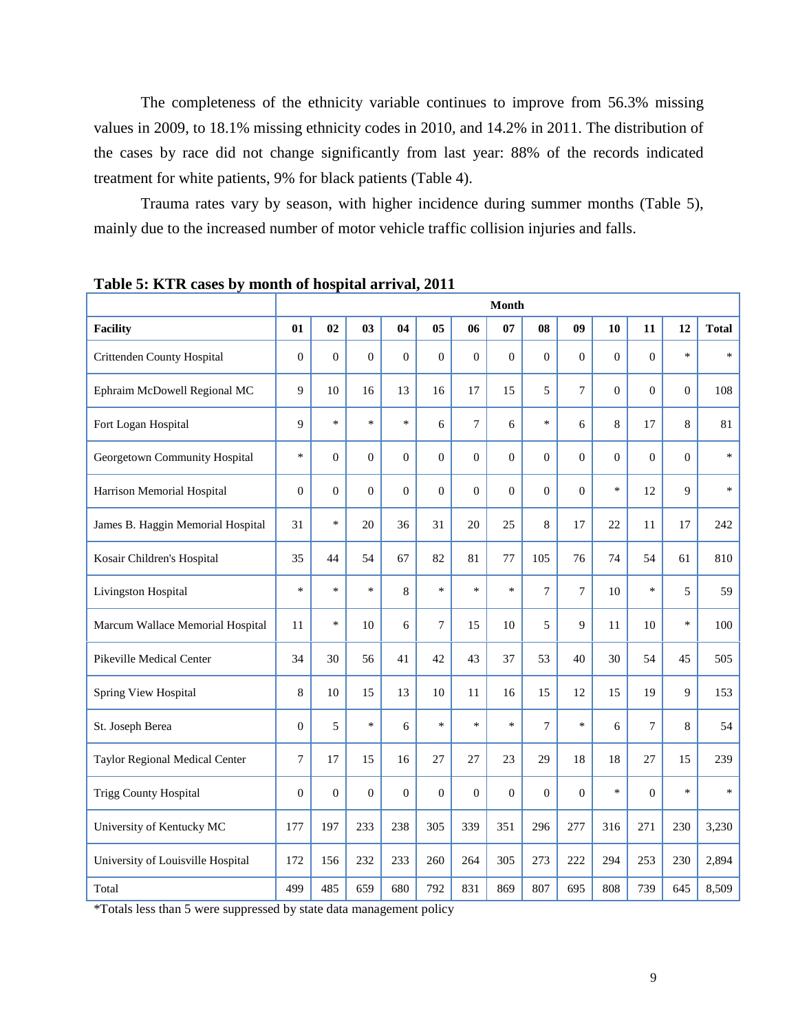The completeness of the ethnicity variable continues to improve from 56.3% missing values in 2009, to 18.1% missing ethnicity codes in 2010, and 14.2% in 2011. The distribution of the cases by race did not change significantly from last year: 88% of the records indicated treatment for white patients, 9% for black patients (Table 4).

Trauma rates vary by season, with higher incidence during summer months (Table 5), mainly due to the increased number of motor vehicle traffic collision injuries and falls.

**Table 5: KTR cases by month of hospital arrival, 2011**

| | Month | | | | | | | | | | | | |
|---|---|---|---|---|---|---|---|---|---|---|---|---|---|
| **Facility** | **01** | **02** | **03** | **04** | **05** | **06** | **07** | **08** | **09** | **10** | **11** | **12** | **Total** |
| Crittenden County Hospital | 0 | 0 | 0 | 0 | 0 | 0 | 0 | 0 | 0 | 0 | 0 | * | * |
| Ephraim McDowell Regional MC | 9 | 10 | 16 | 13 | 16 | 17 | 15 | 5 | 7 | 0 | 0 | 0 | 108 |
| Fort Logan Hospital | 9 | * | * | * | 6 | 7 | 6 | * | 6 | 8 | 17 | 8 | 81 |
| Georgetown Community Hospital | * | 0 | 0 | 0 | 0 | 0 | 0 | 0 | 0 | 0 | 0 | 0 | * |
| Harrison Memorial Hospital | 0 | 0 | 0 | 0 | 0 | 0 | 0 | 0 | 0 | * | 12 | 9 | * |
| James B. Haggin Memorial Hospital | 31 | * | 20 | 36 | 31 | 20 | 25 | 8 | 17 | 22 | 11 | 17 | 242 |
| Kosair Children's Hospital | 35 | 44 | 54 | 67 | 82 | 81 | 77 | 105 | 76 | 74 | 54 | 61 | 810 |
| Livingston Hospital | * | * | * | 8 | * | * | * | 7 | 7 | 10 | * | 5 | 59 |
| Marcum Wallace Memorial Hospital | 11 | * | 10 | 6 | 7 | 15 | 10 | 5 | 9 | 11 | 10 | * | 100 |
| Pikeville Medical Center | 34 | 30 | 56 | 41 | 42 | 43 | 37 | 53 | 40 | 30 | 54 | 45 | 505 |
| Spring View Hospital | 8 | 10 | 15 | 13 | 10 | 11 | 16 | 15 | 12 | 15 | 19 | 9 | 153 |
| St. Joseph Berea | 0 | 5 | * | 6 | * | * | * | 7 | * | 6 | 7 | 8 | 54 |
| Taylor Regional Medical Center | 7 | 17 | 15 | 16 | 27 | 27 | 23 | 29 | 18 | 18 | 27 | 15 | 239 |
| Trigg County Hospital | 0 | 0 | 0 | 0 | 0 | 0 | 0 | 0 | 0 | * | 0 | * | * |
| University of Kentucky MC | 177 | 197 | 233 | 238 | 305 | 339 | 351 | 296 | 277 | 316 | 271 | 230 | 3,230 |
| University of Louisville Hospital | 172 | 156 | 232 | 233 | 260 | 264 | 305 | 273 | 222 | 294 | 253 | 230 | 2,894 |
| Total | 499 | 485 | 659 | 680 | 792 | 831 | 869 | 807 | 695 | 808 | 739 | 645 | 8,509 |

*Totals less than 5 were suppressed by state data management policy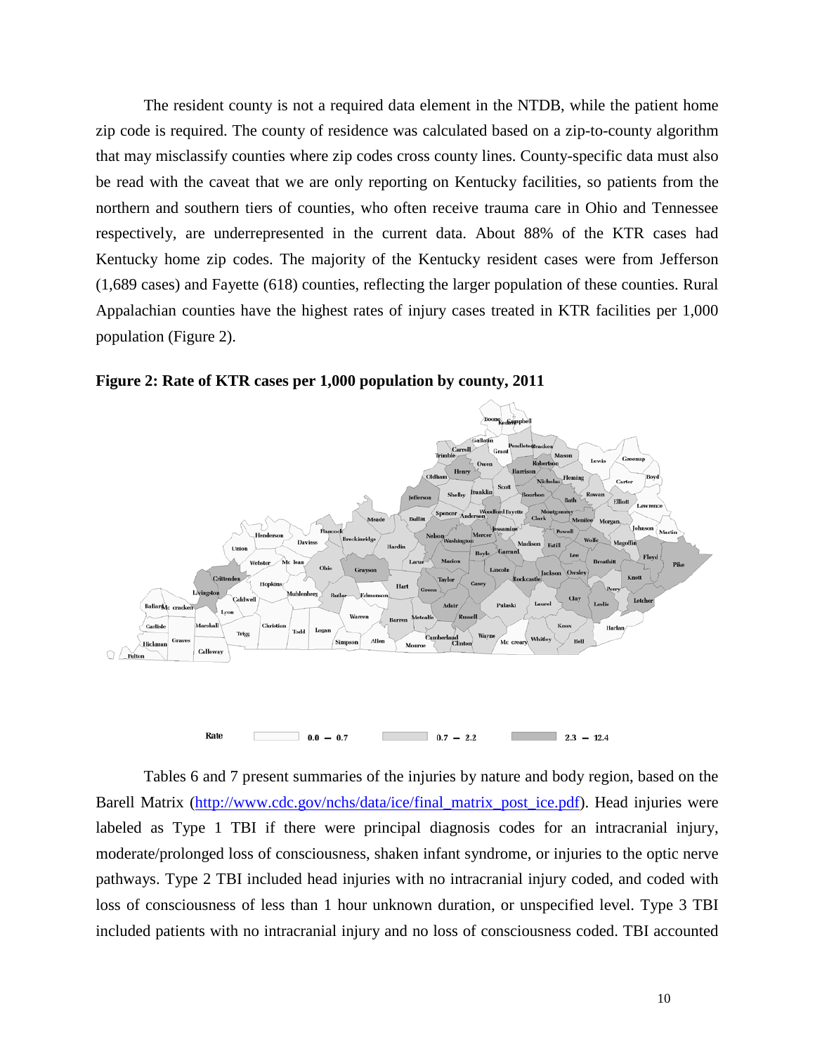The resident county is not a required data element in the NTDB, while the patient home zip code is required. The county of residence was calculated based on a zip-to-county algorithm that may misclassify counties where zip codes cross county lines. County-specific data must also be read with the caveat that we are only reporting on Kentucky facilities, so patients from the northern and southern tiers of counties, who often receive trauma care in Ohio and Tennessee respectively, are underrepresented in the current data. About 88% of the KTR cases had Kentucky home zip codes. The majority of the Kentucky resident cases were from Jefferson (1,689 cases) and Fayette (618) counties, reflecting the larger population of these counties. Rural Appalachian counties have the highest rates of injury cases treated in KTR facilities per 1,000 population (Figure 2).

**Figure 2: Rate of KTR cases per 1,000 population by county, 2011**

Rate: 0.0 – 0.7; 0.7 – 2.2; 2.3 – 12.4

Tables 6 and 7 present summaries of the injuries by nature and body region, based on the Barell Matrix (http://www.cdc.gov/nchs/data/ice/final_matrix_post_ice.pdf). Head injuries were labeled as Type 1 TBI if there were principal diagnosis codes for an intracranial injury, moderate/prolonged loss of consciousness, shaken infant syndrome, or injuries to the optic nerve pathways. Type 2 TBI included head injuries with no intracranial injury coded, and coded with loss of consciousness of less than 1 hour unknown duration, or unspecified level. Type 3 TBI included patients with no intracranial injury and no loss of consciousness coded. TBI accounted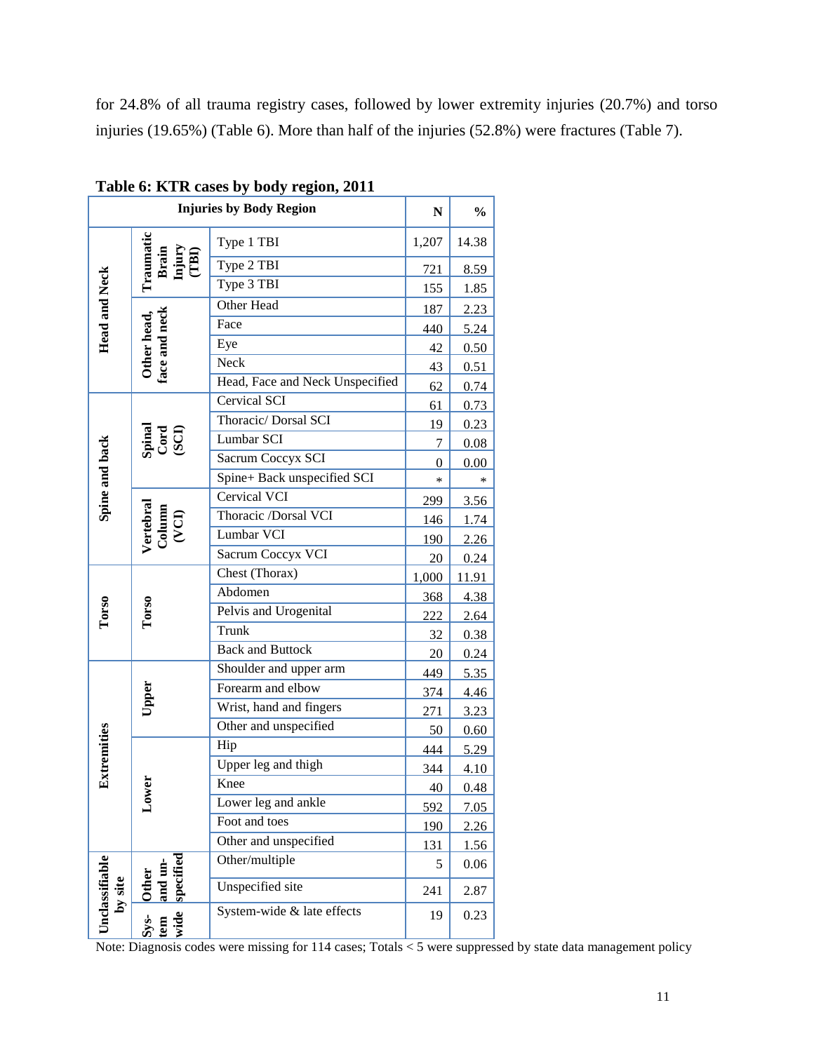for 24.8% of all trauma registry cases, followed by lower extremity injuries (20.7%) and torso injuries (19.65%) (Table 6). More than half of the injuries (52.8%) were fractures (Table 7).

**Table 6: KTR cases by body region, 2011**

| Injuries by Body Region | | | N | % |
|---|---|---|---|---|
| Head and Neck | Traumatic Brain Injury (TBI) | Type 1 TBI | 1,207 | 14.38 |
| | | Type 2 TBI | 721 | 8.59 |
| | | Type 3 TBI | 155 | 1.85 |
| | Other head, face and neck | Other Head | 187 | 2.23 |
| | | Face | 440 | 5.24 |
| | | Eye | 42 | 0.50 |
| | | Neck | 43 | 0.51 |
| | | Head, Face and Neck Unspecified | 62 | 0.74 |
| Spine and back | Spinal Cord (SCI) | Cervical SCI | 61 | 0.73 |
| | | Thoracic/ Dorsal SCI | 19 | 0.23 |
| | | Lumbar SCI | 7 | 0.08 |
| | | Sacrum Coccyx SCI | 0 | 0.00 |
| | | Spine+ Back unspecified SCI | * | * |
| | Vertebral Column (VCI) | Cervical VCI | 299 | 3.56 |
| | | Thoracic /Dorsal VCI | 146 | 1.74 |
| | | Lumbar VCI | 190 | 2.26 |
| | | Sacrum Coccyx VCI | 20 | 0.24 |
| Torso | Torso | Chest (Thorax) | 1,000 | 11.91 |
| | | Abdomen | 368 | 4.38 |
| | | Pelvis and Urogenital | 222 | 2.64 |
| | | Trunk | 32 | 0.38 |
| | | Back and Buttock | 20 | 0.24 |
| Extremities | Upper | Shoulder and upper arm | 449 | 5.35 |
| | | Forearm and elbow | 374 | 4.46 |
| | | Wrist, hand and fingers | 271 | 3.23 |
| | | Other and unspecified | 50 | 0.60 |
| | Lower | Hip | 444 | 5.29 |
| | | Upper leg and thigh | 344 | 4.10 |
| | | Knee | 40 | 0.48 |
| | | Lower leg and ankle | 592 | 7.05 |
| | | Foot and toes | 190 | 2.26 |
| | | Other and unspecified | 131 | 1.56 |
| Unclassifiable by site | Other and un-specified | Other/multiple | 5 | 0.06 |
| | | Unspecified site | 241 | 2.87 |
| | System wide | System-wide & late effects | 19 | 0.23 |

Note: Diagnosis codes were missing for 114 cases; Totals < 5 were suppressed by state data management policy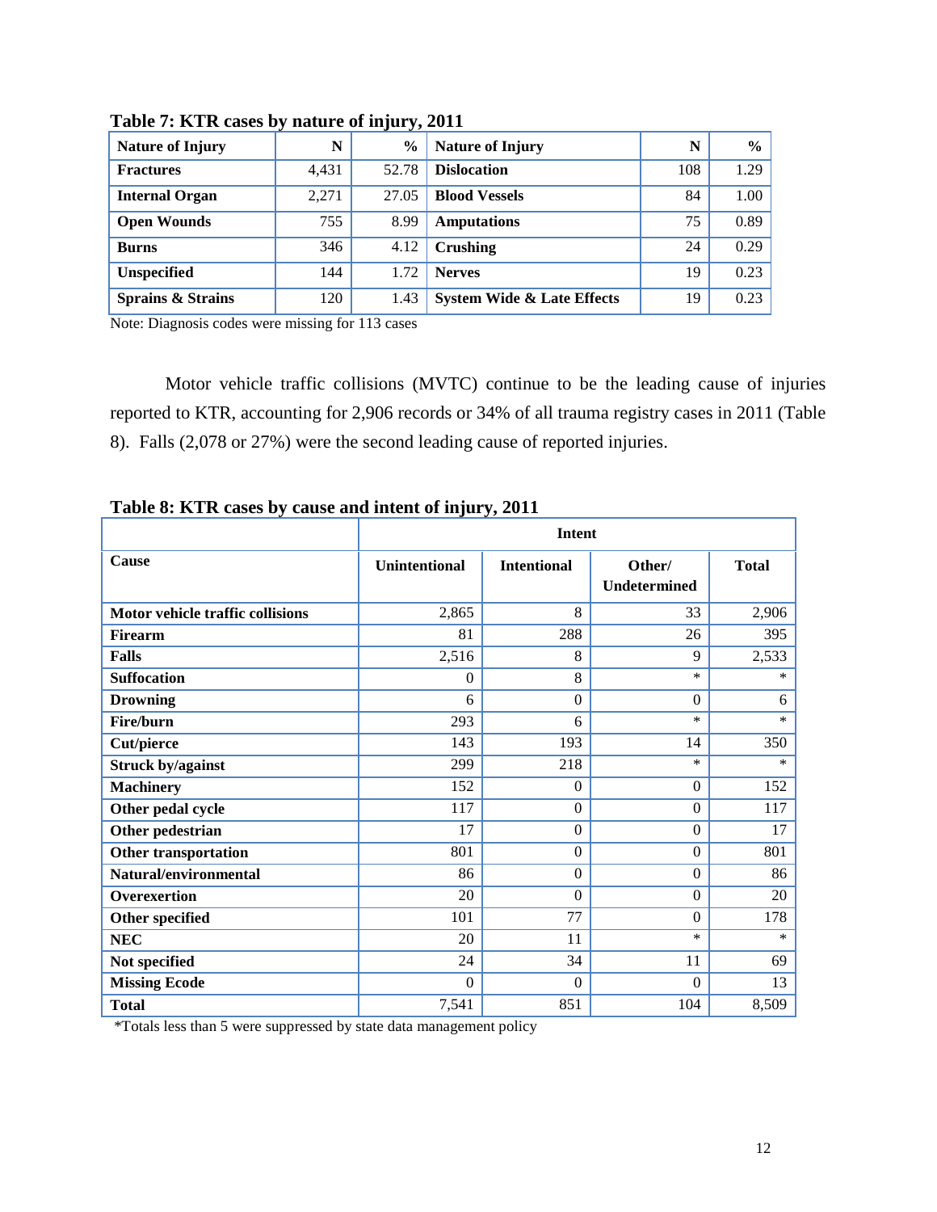**Table 7: KTR cases by nature of injury, 2011**

| Nature of Injury | N | % | Nature of Injury | N | % |
|---|---|---|---|---|---|
| **Fractures** | 4,431 | 52.78 | **Dislocation** | 108 | 1.29 |
| **Internal Organ** | 2,271 | 27.05 | **Blood Vessels** | 84 | 1.00 |
| **Open Wounds** | 755 | 8.99 | **Amputations** | 75 | 0.89 |
| **Burns** | 346 | 4.12 | **Crushing** | 24 | 0.29 |
| **Unspecified** | 144 | 1.72 | **Nerves** | 19 | 0.23 |
| **Sprains & Strains** | 120 | 1.43 | **System Wide & Late Effects** | 19 | 0.23 |

Note: Diagnosis codes were missing for 113 cases

Motor vehicle traffic collisions (MVTC) continue to be the leading cause of injuries reported to KTR, accounting for 2,906 records or 34% of all trauma registry cases in 2011 (Table 8). Falls (2,078 or 27%) were the second leading cause of reported injuries.

**Table 8: KTR cases by cause and intent of injury, 2011**

| | Intent | | | |
|---|---|---|---|---|
| **Cause** | **Unintentional** | **Intentional** | **Other/ Undetermined** | **Total** |
| **Motor vehicle traffic collisions** | 2,865 | 8 | 33 | 2,906 |
| **Firearm** | 81 | 288 | 26 | 395 |
| **Falls** | 2,516 | 8 | 9 | 2,533 |
| **Suffocation** | 0 | 8 | * | * |
| **Drowning** | 6 | 0 | 0 | 6 |
| **Fire/burn** | 293 | 6 | * | * |
| **Cut/pierce** | 143 | 193 | 14 | 350 |
| **Struck by/against** | 299 | 218 | * | * |
| **Machinery** | 152 | 0 | 0 | 152 |
| **Other pedal cycle** | 117 | 0 | 0 | 117 |
| **Other pedestrian** | 17 | 0 | 0 | 17 |
| **Other transportation** | 801 | 0 | 0 | 801 |
| **Natural/environmental** | 86 | 0 | 0 | 86 |
| **Overexertion** | 20 | 0 | 0 | 20 |
| **Other specified** | 101 | 77 | 0 | 178 |
| **NEC** | 20 | 11 | * | * |
| **Not specified** | 24 | 34 | 11 | 69 |
| **Missing Ecode** | 0 | 0 | 0 | 13 |
| **Total** | 7,541 | 851 | 104 | 8,509 |

*Totals less than 5 were suppressed by state data management policy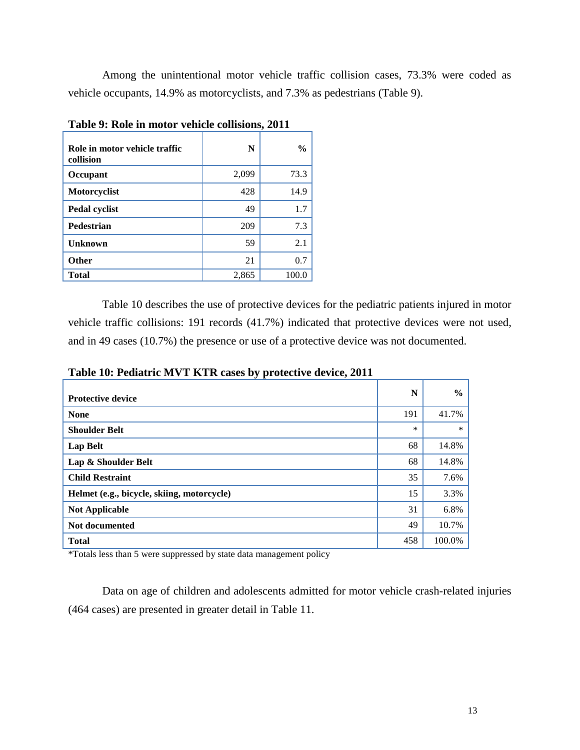Among the unintentional motor vehicle traffic collision cases, 73.3% were coded as vehicle occupants, 14.9% as motorcyclists, and 7.3% as pedestrians (Table 9).

**Table 9: Role in motor vehicle collisions, 2011**

| Role in motor vehicle traffic collision | N | % |
|---|---|---|
| **Occupant** | 2,099 | 73.3 |
| **Motorcyclist** | 428 | 14.9 |
| **Pedal cyclist** | 49 | 1.7 |
| **Pedestrian** | 209 | 7.3 |
| **Unknown** | 59 | 2.1 |
| **Other** | 21 | 0.7 |
| **Total** | 2,865 | 100.0 |

Table 10 describes the use of protective devices for the pediatric patients injured in motor vehicle traffic collisions: 191 records (41.7%) indicated that protective devices were not used, and in 49 cases (10.7%) the presence or use of a protective device was not documented.

**Table 10: Pediatric MVT KTR cases by protective device, 2011**

| Protective device | N | % |
|---|---|---|
| **None** | 191 | 41.7% |
| **Shoulder Belt** | * | * |
| **Lap Belt** | 68 | 14.8% |
| **Lap & Shoulder Belt** | 68 | 14.8% |
| **Child Restraint** | 35 | 7.6% |
| **Helmet (e.g., bicycle, skiing, motorcycle)** | 15 | 3.3% |
| **Not Applicable** | 31 | 6.8% |
| **Not documented** | 49 | 10.7% |
| **Total** | 458 | 100.0% |

*Totals less than 5 were suppressed by state data management policy

Data on age of children and adolescents admitted for motor vehicle crash-related injuries (464 cases) are presented in greater detail in Table 11.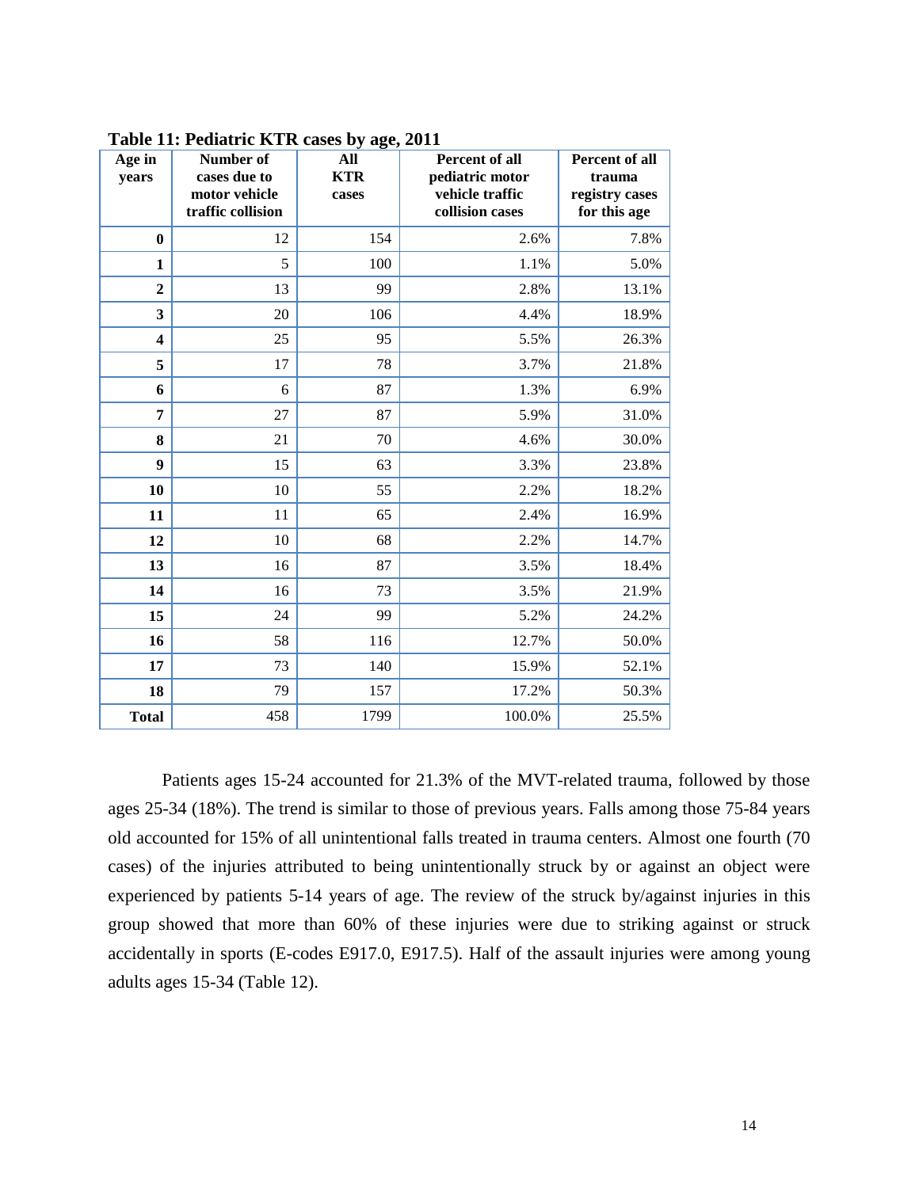**Table 11: Pediatric KTR cases by age, 2011**

| Age in years | Number of cases due to motor vehicle traffic collision | All KTR cases | Percent of all pediatric motor vehicle traffic collision cases | Percent of all trauma registry cases for this age |
|---|---|---|---|---|
| **0** | 12 | 154 | 2.6% | 7.8% |
| **1** | 5 | 100 | 1.1% | 5.0% |
| **2** | 13 | 99 | 2.8% | 13.1% |
| **3** | 20 | 106 | 4.4% | 18.9% |
| **4** | 25 | 95 | 5.5% | 26.3% |
| **5** | 17 | 78 | 3.7% | 21.8% |
| **6** | 6 | 87 | 1.3% | 6.9% |
| **7** | 27 | 87 | 5.9% | 31.0% |
| **8** | 21 | 70 | 4.6% | 30.0% |
| **9** | 15 | 63 | 3.3% | 23.8% |
| **10** | 10 | 55 | 2.2% | 18.2% |
| **11** | 11 | 65 | 2.4% | 16.9% |
| **12** | 10 | 68 | 2.2% | 14.7% |
| **13** | 16 | 87 | 3.5% | 18.4% |
| **14** | 16 | 73 | 3.5% | 21.9% |
| **15** | 24 | 99 | 5.2% | 24.2% |
| **16** | 58 | 116 | 12.7% | 50.0% |
| **17** | 73 | 140 | 15.9% | 52.1% |
| **18** | 79 | 157 | 17.2% | 50.3% |
| **Total** | 458 | 1799 | 100.0% | 25.5% |

Patients ages 15-24 accounted for 21.3% of the MVT-related trauma, followed by those ages 25-34 (18%). The trend is similar to those of previous years. Falls among those 75-84 years old accounted for 15% of all unintentional falls treated in trauma centers. Almost one fourth (70 cases) of the injuries attributed to being unintentionally struck by or against an object were experienced by patients 5-14 years of age. The review of the struck by/against injuries in this group showed that more than 60% of these injuries were due to striking against or struck accidentally in sports (E-codes E917.0, E917.5). Half of the assault injuries were among young adults ages 15-34 (Table 12).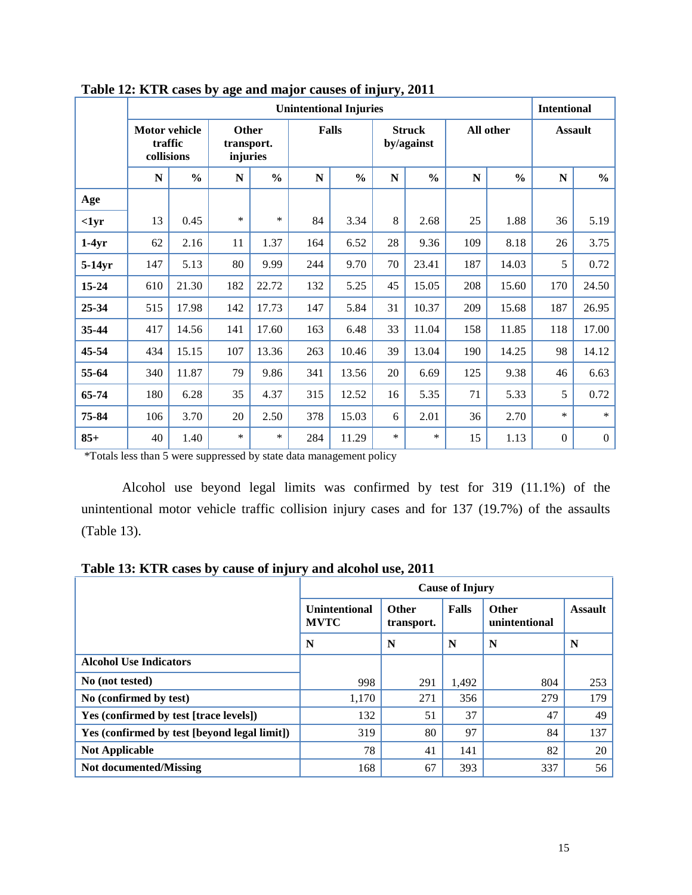**Table 12: KTR cases by age and major causes of injury, 2011**

| | Unintentional Injuries | | | | | | | | | | Intentional | |
|---|---|---|---|---|---|---|---|---|---|---|---|---|
| | Motor vehicle traffic collisions | | Other transport. injuries | | Falls | | Struck by/against | | All other | | Assault | |
| | N | % | N | % | N | % | N | % | N | % | N | % |
| **Age** | | | | | | | | | | | | |
| **<1yr** | 13 | 0.45 | * | * | 84 | 3.34 | 8 | 2.68 | 25 | 1.88 | 36 | 5.19 |
| **1-4yr** | 62 | 2.16 | 11 | 1.37 | 164 | 6.52 | 28 | 9.36 | 109 | 8.18 | 26 | 3.75 |
| **5-14yr** | 147 | 5.13 | 80 | 9.99 | 244 | 9.70 | 70 | 23.41 | 187 | 14.03 | 5 | 0.72 |
| **15-24** | 610 | 21.30 | 182 | 22.72 | 132 | 5.25 | 45 | 15.05 | 208 | 15.60 | 170 | 24.50 |
| **25-34** | 515 | 17.98 | 142 | 17.73 | 147 | 5.84 | 31 | 10.37 | 209 | 15.68 | 187 | 26.95 |
| **35-44** | 417 | 14.56 | 141 | 17.60 | 163 | 6.48 | 33 | 11.04 | 158 | 11.85 | 118 | 17.00 |
| **45-54** | 434 | 15.15 | 107 | 13.36 | 263 | 10.46 | 39 | 13.04 | 190 | 14.25 | 98 | 14.12 |
| **55-64** | 340 | 11.87 | 79 | 9.86 | 341 | 13.56 | 20 | 6.69 | 125 | 9.38 | 46 | 6.63 |
| **65-74** | 180 | 6.28 | 35 | 4.37 | 315 | 12.52 | 16 | 5.35 | 71 | 5.33 | 5 | 0.72 |
| **75-84** | 106 | 3.70 | 20 | 2.50 | 378 | 15.03 | 6 | 2.01 | 36 | 2.70 | * | * |
| **85+** | 40 | 1.40 | * | * | 284 | 11.29 | * | * | 15 | 1.13 | 0 | 0 |

*Totals less than 5 were suppressed by state data management policy

Alcohol use beyond legal limits was confirmed by test for 319 (11.1%) of the unintentional motor vehicle traffic collision injury cases and for 137 (19.7%) of the assaults (Table 13).

**Table 13: KTR cases by cause of injury and alcohol use, 2011**

| | Cause of Injury | | | | |
|---|---|---|---|---|---|
| | Unintentional MVTC | Other transport. | Falls | Other unintentional | Assault |
| | N | N | N | N | N |
| **Alcohol Use Indicators** | | | | | |
| **No (not tested)** | 998 | 291 | 1,492 | 804 | 253 |
| **No (confirmed by test)** | 1,170 | 271 | 356 | 279 | 179 |
| **Yes (confirmed by test [trace levels])** | 132 | 51 | 37 | 47 | 49 |
| **Yes (confirmed by test [beyond legal limit])** | 319 | 80 | 97 | 84 | 137 |
| **Not Applicable** | 78 | 41 | 141 | 82 | 20 |
| **Not documented/Missing** | 168 | 67 | 393 | 337 | 56 |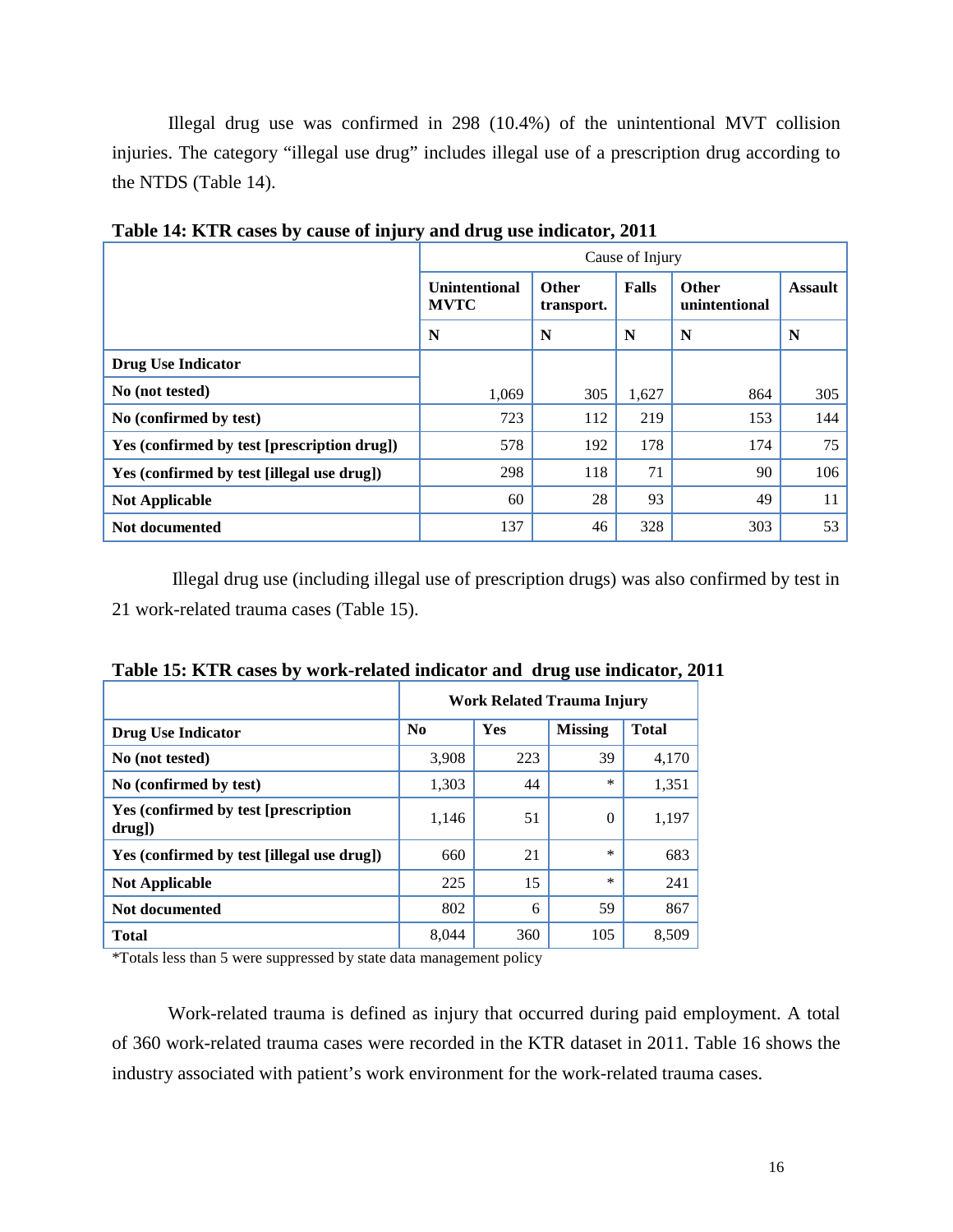Illegal drug use was confirmed in 298 (10.4%) of the unintentional MVT collision injuries. The category "illegal use drug" includes illegal use of a prescription drug according to the NTDS (Table 14).

**Table 14: KTR cases by cause of injury and drug use indicator, 2011**

| | Cause of Injury | | | | |
|---|---|---|---|---|---|
| | **Unintentional MVTC** | **Other transport.** | **Falls** | **Other unintentional** | **Assault** |
| | **N** | **N** | **N** | **N** | **N** |
| **Drug Use Indicator** | | | | | |
| **No (not tested)** | 1,069 | 305 | 1,627 | 864 | 305 |
| **No (confirmed by test)** | 723 | 112 | 219 | 153 | 144 |
| **Yes (confirmed by test [prescription drug])** | 578 | 192 | 178 | 174 | 75 |
| **Yes (confirmed by test [illegal use drug])** | 298 | 118 | 71 | 90 | 106 |
| **Not Applicable** | 60 | 28 | 93 | 49 | 11 |
| **Not documented** | 137 | 46 | 328 | 303 | 53 |

Illegal drug use (including illegal use of prescription drugs) was also confirmed by test in 21 work-related trauma cases (Table 15).

**Table 15: KTR cases by work-related indicator and drug use indicator, 2011**

| | **Work Related Trauma Injury** | | | |
|---|---|---|---|---|
| **Drug Use Indicator** | **No** | **Yes** | **Missing** | **Total** |
| **No (not tested)** | 3,908 | 223 | 39 | 4,170 |
| **No (confirmed by test)** | 1,303 | 44 | * | 1,351 |
| **Yes (confirmed by test [prescription drug])** | 1,146 | 51 | 0 | 1,197 |
| **Yes (confirmed by test [illegal use drug])** | 660 | 21 | * | 683 |
| **Not Applicable** | 225 | 15 | * | 241 |
| **Not documented** | 802 | 6 | 59 | 867 |
| **Total** | 8,044 | 360 | 105 | 8,509 |

*Totals less than 5 were suppressed by state data management policy

Work-related trauma is defined as injury that occurred during paid employment. A total of 360 work-related trauma cases were recorded in the KTR dataset in 2011. Table 16 shows the industry associated with patient's work environment for the work-related trauma cases.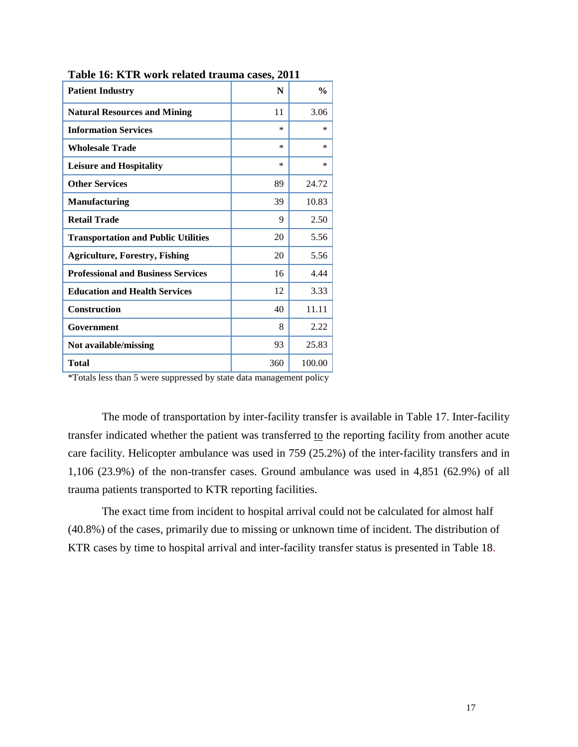**Table 16: KTR work related trauma cases, 2011**

| Patient Industry | N | % |
|---|---|---|
| **Natural Resources and Mining** | 11 | 3.06 |
| **Information Services** | * | * |
| **Wholesale Trade** | * | * |
| **Leisure and Hospitality** | * | * |
| **Other Services** | 89 | 24.72 |
| **Manufacturing** | 39 | 10.83 |
| **Retail Trade** | 9 | 2.50 |
| **Transportation and Public Utilities** | 20 | 5.56 |
| **Agriculture, Forestry, Fishing** | 20 | 5.56 |
| **Professional and Business Services** | 16 | 4.44 |
| **Education and Health Services** | 12 | 3.33 |
| **Construction** | 40 | 11.11 |
| **Government** | 8 | 2.22 |
| **Not available/missing** | 93 | 25.83 |
| **Total** | 360 | 100.00 |

*Totals less than 5 were suppressed by state data management policy

The mode of transportation by inter-facility transfer is available in Table 17. Inter-facility transfer indicated whether the patient was transferred to the reporting facility from another acute care facility. Helicopter ambulance was used in 759 (25.2%) of the inter-facility transfers and in 1,106 (23.9%) of the non-transfer cases. Ground ambulance was used in 4,851 (62.9%) of all trauma patients transported to KTR reporting facilities.

The exact time from incident to hospital arrival could not be calculated for almost half (40.8%) of the cases, primarily due to missing or unknown time of incident. The distribution of KTR cases by time to hospital arrival and inter-facility transfer status is presented in Table 18.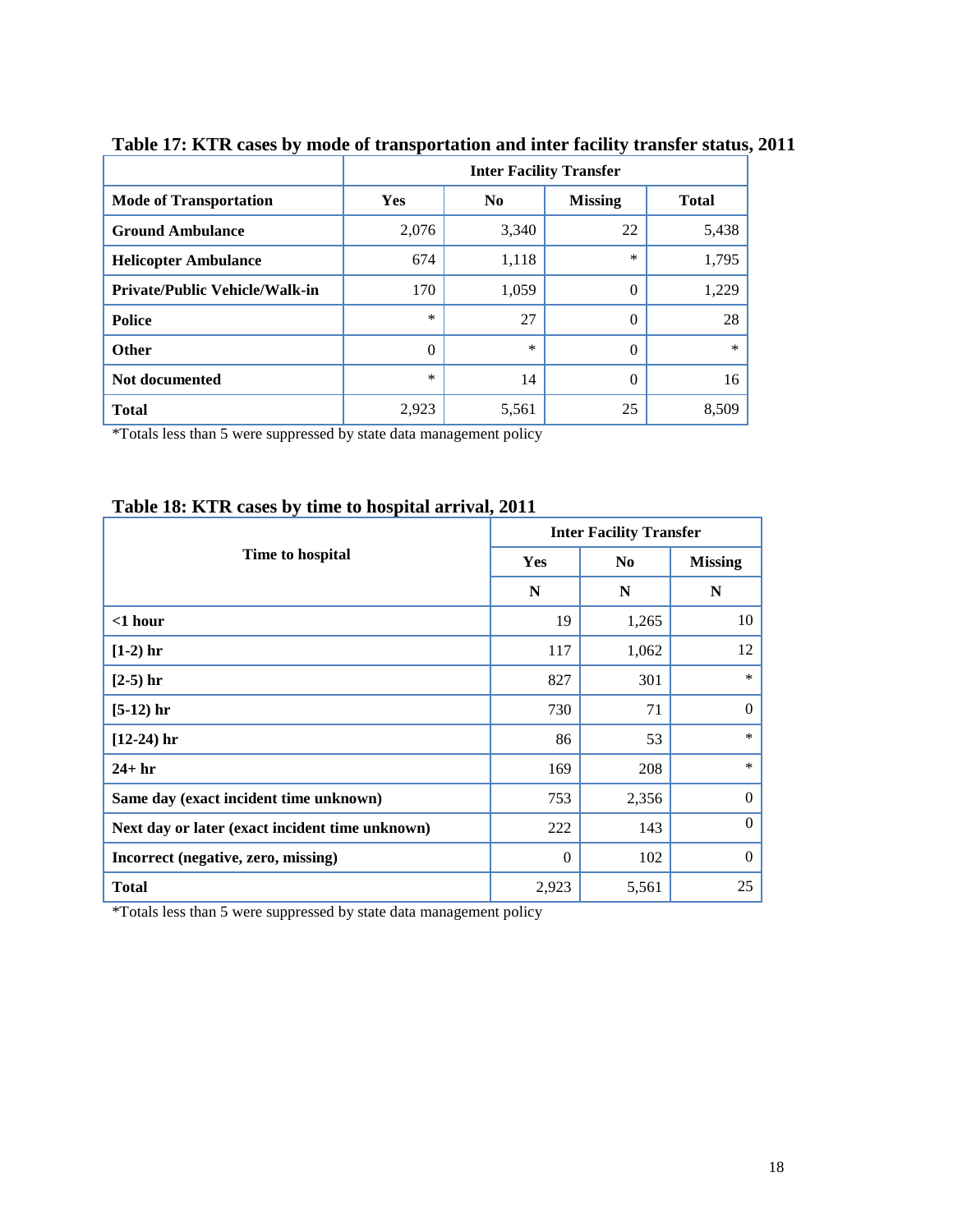**Table 17: KTR cases by mode of transportation and inter facility transfer status, 2011**

| | Inter Facility Transfer | | | |
|---|---|---|---|---|
| **Mode of Transportation** | **Yes** | **No** | **Missing** | **Total** |
| **Ground Ambulance** | 2,076 | 3,340 | 22 | 5,438 |
| **Helicopter Ambulance** | 674 | 1,118 | * | 1,795 |
| **Private/Public Vehicle/Walk-in** | 170 | 1,059 | 0 | 1,229 |
| **Police** | * | 27 | 0 | 28 |
| **Other** | 0 | * | 0 | * |
| **Not documented** | * | 14 | 0 | 16 |
| **Total** | 2,923 | 5,561 | 25 | 8,509 |

*Totals less than 5 were suppressed by state data management policy

**Table 18: KTR cases by time to hospital arrival, 2011**

| Time to hospital | Inter Facility Transfer | | |
|---|---|---|---|
| | **Yes** | **No** | **Missing** |
| | **N** | **N** | **N** |
| **<1 hour** | 19 | 1,265 | 10 |
| **[1-2) hr** | 117 | 1,062 | 12 |
| **[2-5) hr** | 827 | 301 | * |
| **[5-12) hr** | 730 | 71 | 0 |
| **[12-24) hr** | 86 | 53 | * |
| **24+ hr** | 169 | 208 | * |
| **Same day (exact incident time unknown)** | 753 | 2,356 | 0 |
| **Next day or later (exact incident time unknown)** | 222 | 143 | 0 |
| **Incorrect (negative, zero, missing)** | 0 | 102 | 0 |
| **Total** | 2,923 | 5,561 | 25 |

*Totals less than 5 were suppressed by state data management policy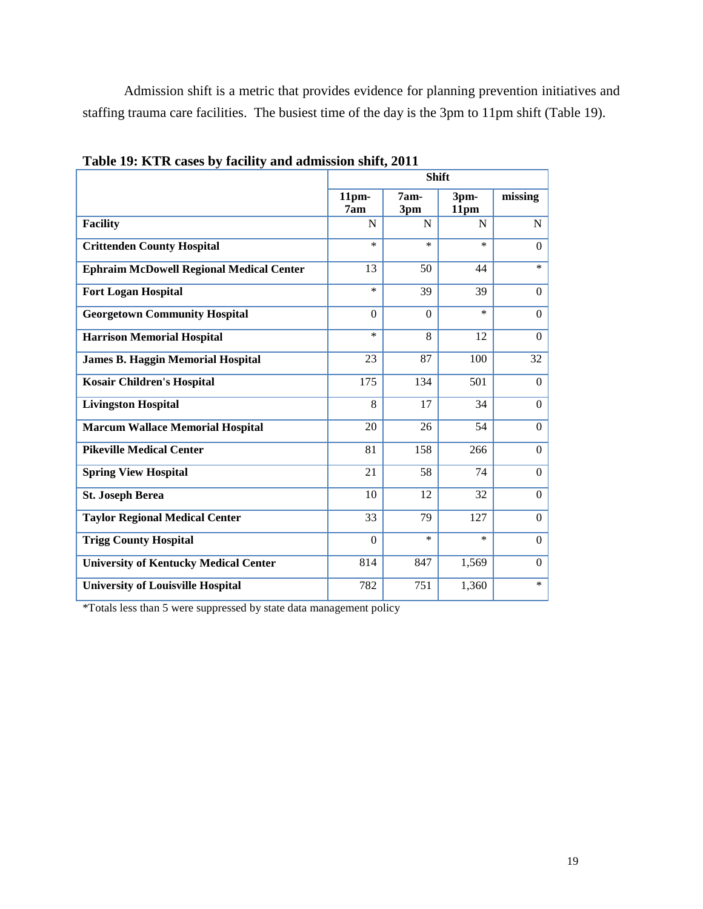Admission shift is a metric that provides evidence for planning prevention initiatives and staffing trauma care facilities. The busiest time of the day is the 3pm to 11pm shift (Table 19).

**Table 19: KTR cases by facility and admission shift, 2011**

| | Shift | | | |
|---|---|---|---|---|
| | 11pm-7am | 7am-3pm | 3pm-11pm | missing |
| **Facility** | N | N | N | N |
| **Crittenden County Hospital** | * | * | * | 0 |
| **Ephraim McDowell Regional Medical Center** | 13 | 50 | 44 | * |
| **Fort Logan Hospital** | * | 39 | 39 | 0 |
| **Georgetown Community Hospital** | 0 | 0 | * | 0 |
| **Harrison Memorial Hospital** | * | 8 | 12 | 0 |
| **James B. Haggin Memorial Hospital** | 23 | 87 | 100 | 32 |
| **Kosair Children's Hospital** | 175 | 134 | 501 | 0 |
| **Livingston Hospital** | 8 | 17 | 34 | 0 |
| **Marcum Wallace Memorial Hospital** | 20 | 26 | 54 | 0 |
| **Pikeville Medical Center** | 81 | 158 | 266 | 0 |
| **Spring View Hospital** | 21 | 58 | 74 | 0 |
| **St. Joseph Berea** | 10 | 12 | 32 | 0 |
| **Taylor Regional Medical Center** | 33 | 79 | 127 | 0 |
| **Trigg County Hospital** | 0 | * | * | 0 |
| **University of Kentucky Medical Center** | 814 | 847 | 1,569 | 0 |
| **University of Louisville Hospital** | 782 | 751 | 1,360 | * |

*Totals less than 5 were suppressed by state data management policy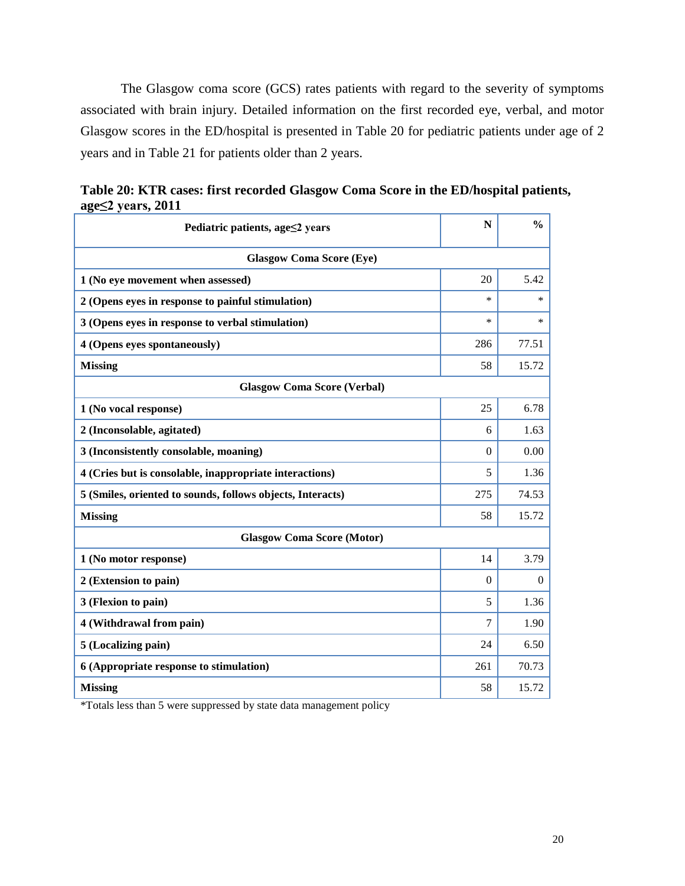The Glasgow coma score (GCS) rates patients with regard to the severity of symptoms associated with brain injury. Detailed information on the first recorded eye, verbal, and motor Glasgow scores in the ED/hospital is presented in Table 20 for pediatric patients under age of 2 years and in Table 21 for patients older than 2 years.

**Table 20: KTR cases: first recorded Glasgow Coma Score in the ED/hospital patients, age≤2 years, 2011**

| Pediatric patients, age≤2 years | N | % |
|---|---|---|
| **Glasgow Coma Score (Eye)** | | |
| **1 (No eye movement when assessed)** | 20 | 5.42 |
| **2 (Opens eyes in response to painful stimulation)** | * | * |
| **3 (Opens eyes in response to verbal stimulation)** | * | * |
| **4 (Opens eyes spontaneously)** | 286 | 77.51 |
| **Missing** | 58 | 15.72 |
| **Glasgow Coma Score (Verbal)** | | |
| **1 (No vocal response)** | 25 | 6.78 |
| **2 (Inconsolable, agitated)** | 6 | 1.63 |
| **3 (Inconsistently consolable, moaning)** | 0 | 0.00 |
| **4 (Cries but is consolable, inappropriate interactions)** | 5 | 1.36 |
| **5 (Smiles, oriented to sounds, follows objects, Interacts)** | 275 | 74.53 |
| **Missing** | 58 | 15.72 |
| **Glasgow Coma Score (Motor)** | | |
| **1 (No motor response)** | 14 | 3.79 |
| **2 (Extension to pain)** | 0 | 0 |
| **3 (Flexion to pain)** | 5 | 1.36 |
| **4 (Withdrawal from pain)** | 7 | 1.90 |
| **5 (Localizing pain)** | 24 | 6.50 |
| **6 (Appropriate response to stimulation)** | 261 | 70.73 |
| **Missing** | 58 | 15.72 |

*Totals less than 5 were suppressed by state data management policy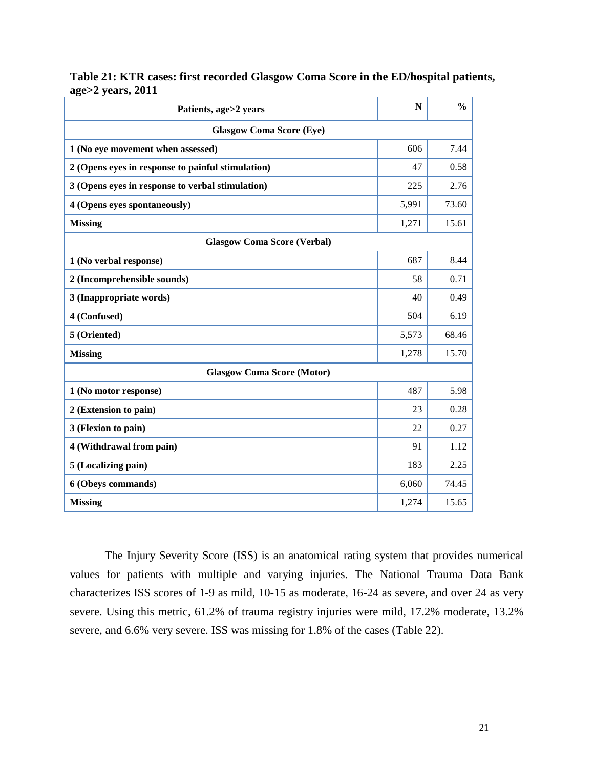**Table 21: KTR cases: first recorded Glasgow Coma Score in the ED/hospital patients, age>2 years, 2011**

| Patients, age>2 years | N | % |
|---|---|---|
| **Glasgow Coma Score (Eye)** | | |
| **1 (No eye movement when assessed)** | 606 | 7.44 |
| **2 (Opens eyes in response to painful stimulation)** | 47 | 0.58 |
| **3 (Opens eyes in response to verbal stimulation)** | 225 | 2.76 |
| **4 (Opens eyes spontaneously)** | 5,991 | 73.60 |
| **Missing** | 1,271 | 15.61 |
| **Glasgow Coma Score (Verbal)** | | |
| **1 (No verbal response)** | 687 | 8.44 |
| **2 (Incomprehensible sounds)** | 58 | 0.71 |
| **3 (Inappropriate words)** | 40 | 0.49 |
| **4 (Confused)** | 504 | 6.19 |
| **5 (Oriented)** | 5,573 | 68.46 |
| **Missing** | 1,278 | 15.70 |
| **Glasgow Coma Score (Motor)** | | |
| **1 (No motor response)** | 487 | 5.98 |
| **2 (Extension to pain)** | 23 | 0.28 |
| **3 (Flexion to pain)** | 22 | 0.27 |
| **4 (Withdrawal from pain)** | 91 | 1.12 |
| **5 (Localizing pain)** | 183 | 2.25 |
| **6 (Obeys commands)** | 6,060 | 74.45 |
| **Missing** | 1,274 | 15.65 |

The Injury Severity Score (ISS) is an anatomical rating system that provides numerical values for patients with multiple and varying injuries. The National Trauma Data Bank characterizes ISS scores of 1-9 as mild, 10-15 as moderate, 16-24 as severe, and over 24 as very severe. Using this metric, 61.2% of trauma registry injuries were mild, 17.2% moderate, 13.2% severe, and 6.6% very severe. ISS was missing for 1.8% of the cases (Table 22).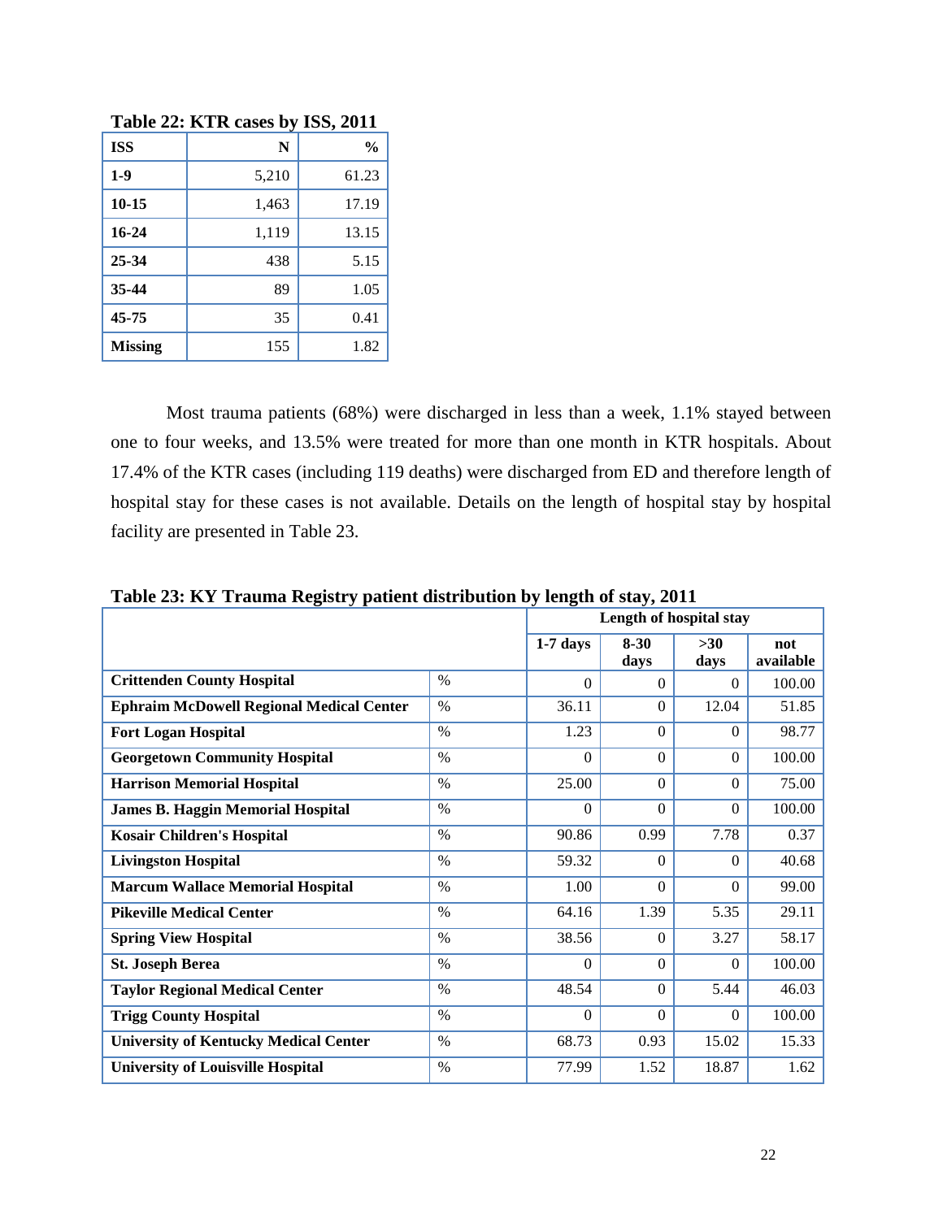**Table 22: KTR cases by ISS, 2011**

| ISS | N | % |
|---|---|---|
| **1-9** | 5,210 | 61.23 |
| **10-15** | 1,463 | 17.19 |
| **16-24** | 1,119 | 13.15 |
| **25-34** | 438 | 5.15 |
| **35-44** | 89 | 1.05 |
| **45-75** | 35 | 0.41 |
| **Missing** | 155 | 1.82 |

Most trauma patients (68%) were discharged in less than a week, 1.1% stayed between one to four weeks, and 13.5% were treated for more than one month in KTR hospitals. About 17.4% of the KTR cases (including 119 deaths) were discharged from ED and therefore length of hospital stay for these cases is not available. Details on the length of hospital stay by hospital facility are presented in Table 23.

**Table 23: KY Trauma Registry patient distribution by length of stay, 2011**

| | | Length of hospital stay | | | |
|---|---|---|---|---|---|
| | | 1-7 days | 8-30 days | >30 days | not available |
| **Crittenden County Hospital** | % | 0 | 0 | 0 | 100.00 |
| **Ephraim McDowell Regional Medical Center** | % | 36.11 | 0 | 12.04 | 51.85 |
| **Fort Logan Hospital** | % | 1.23 | 0 | 0 | 98.77 |
| **Georgetown Community Hospital** | % | 0 | 0 | 0 | 100.00 |
| **Harrison Memorial Hospital** | % | 25.00 | 0 | 0 | 75.00 |
| **James B. Haggin Memorial Hospital** | % | 0 | 0 | 0 | 100.00 |
| **Kosair Children's Hospital** | % | 90.86 | 0.99 | 7.78 | 0.37 |
| **Livingston Hospital** | % | 59.32 | 0 | 0 | 40.68 |
| **Marcum Wallace Memorial Hospital** | % | 1.00 | 0 | 0 | 99.00 |
| **Pikeville Medical Center** | % | 64.16 | 1.39 | 5.35 | 29.11 |
| **Spring View Hospital** | % | 38.56 | 0 | 3.27 | 58.17 |
| **St. Joseph Berea** | % | 0 | 0 | 0 | 100.00 |
| **Taylor Regional Medical Center** | % | 48.54 | 0 | 5.44 | 46.03 |
| **Trigg County Hospital** | % | 0 | 0 | 0 | 100.00 |
| **University of Kentucky Medical Center** | % | 68.73 | 0.93 | 15.02 | 15.33 |
| **University of Louisville Hospital** | % | 77.99 | 1.52 | 18.87 | 1.62 |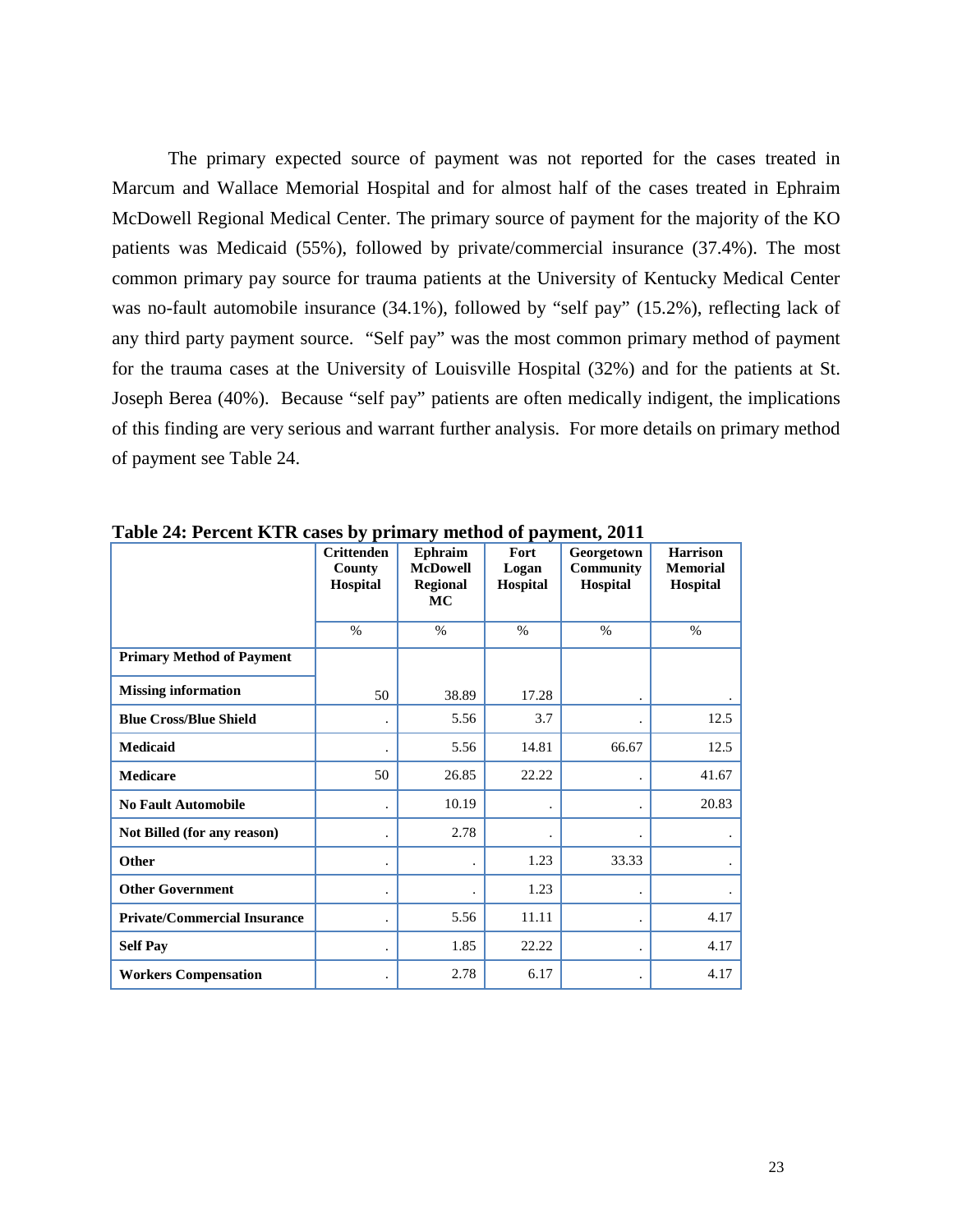The primary expected source of payment was not reported for the cases treated in Marcum and Wallace Memorial Hospital and for almost half of the cases treated in Ephraim McDowell Regional Medical Center. The primary source of payment for the majority of the KO patients was Medicaid (55%), followed by private/commercial insurance (37.4%). The most common primary pay source for trauma patients at the University of Kentucky Medical Center was no-fault automobile insurance (34.1%), followed by "self pay" (15.2%), reflecting lack of any third party payment source. "Self pay" was the most common primary method of payment for the trauma cases at the University of Louisville Hospital (32%) and for the patients at St. Joseph Berea (40%). Because "self pay" patients are often medically indigent, the implications of this finding are very serious and warrant further analysis. For more details on primary method of payment see Table 24.

**Table 24: Percent KTR cases by primary method of payment, 2011**

| | Crittenden County Hospital | Ephraim McDowell Regional MC | Fort Logan Hospital | Georgetown Community Hospital | Harrison Memorial Hospital |
|---|---|---|---|---|---|
| | % | % | % | % | % |
| **Primary Method of Payment** | | | | | |
| **Missing information** | 50 | 38.89 | 17.28 | . | . |
| **Blue Cross/Blue Shield** | . | 5.56 | 3.7 | . | 12.5 |
| **Medicaid** | . | 5.56 | 14.81 | 66.67 | 12.5 |
| **Medicare** | 50 | 26.85 | 22.22 | . | 41.67 |
| **No Fault Automobile** | . | 10.19 | . | . | 20.83 |
| **Not Billed (for any reason)** | . | 2.78 | . | . | . |
| **Other** | . | . | 1.23 | 33.33 | . |
| **Other Government** | . | . | 1.23 | . | . |
| **Private/Commercial Insurance** | . | 5.56 | 11.11 | . | 4.17 |
| **Self Pay** | . | 1.85 | 22.22 | . | 4.17 |
| **Workers Compensation** | . | 2.78 | 6.17 | . | 4.17 |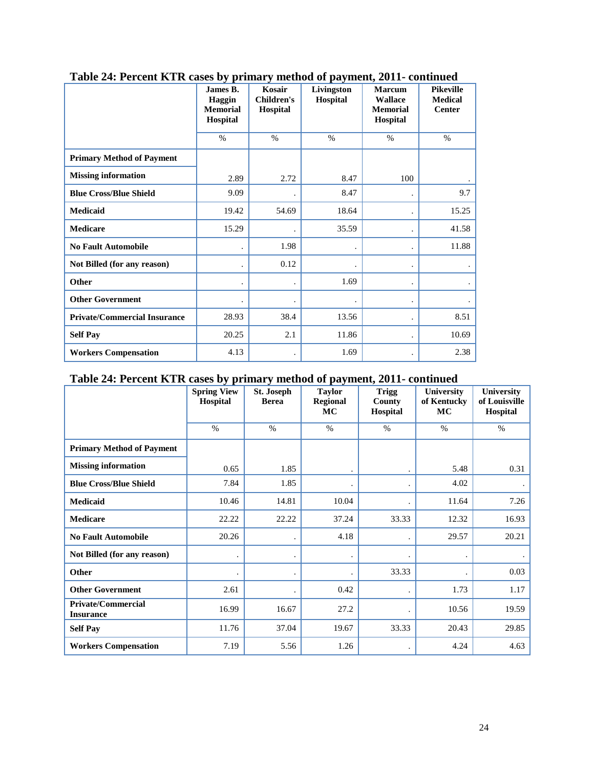## Table 24: Percent KTR cases by primary method of payment, 2011- continued

| | James B. Haggin Memorial Hospital | Kosair Children's Hospital | Livingston Hospital | Marcum Wallace Memorial Hospital | Pikeville Medical Center |
|---|---|---|---|---|---|
| | % | % | % | % | % |
| **Primary Method of Payment** | | | | | |
| **Missing information** | 2.89 | 2.72 | 8.47 | 100 | . |
| **Blue Cross/Blue Shield** | 9.09 | . | 8.47 | . | 9.7 |
| **Medicaid** | 19.42 | 54.69 | 18.64 | . | 15.25 |
| **Medicare** | 15.29 | . | 35.59 | . | 41.58 |
| **No Fault Automobile** | . | 1.98 | . | . | 11.88 |
| **Not Billed (for any reason)** | . | 0.12 | . | . | . |
| **Other** | . | . | 1.69 | . | . |
| **Other Government** | . | . | . | . | . |
| **Private/Commercial Insurance** | 28.93 | 38.4 | 13.56 | . | 8.51 |
| **Self Pay** | 20.25 | 2.1 | 11.86 | . | 10.69 |
| **Workers Compensation** | 4.13 | . | 1.69 | . | 2.38 |

## Table 24: Percent KTR cases by primary method of payment, 2011- continued

| | Spring View Hospital | St. Joseph Berea | Taylor Regional MC | Trigg County Hospital | University of Kentucky MC | University of Louisville Hospital |
|---|---|---|---|---|---|---|
| | % | % | % | % | % | % |
| **Primary Method of Payment** | | | | | | |
| **Missing information** | 0.65 | 1.85 | . | . | 5.48 | 0.31 |
| **Blue Cross/Blue Shield** | 7.84 | 1.85 | . | . | 4.02 | . |
| **Medicaid** | 10.46 | 14.81 | 10.04 | . | 11.64 | 7.26 |
| **Medicare** | 22.22 | 22.22 | 37.24 | 33.33 | 12.32 | 16.93 |
| **No Fault Automobile** | 20.26 | . | 4.18 | . | 29.57 | 20.21 |
| **Not Billed (for any reason)** | . | . | . | . | . | . |
| **Other** | . | . | . | 33.33 | . | 0.03 |
| **Other Government** | 2.61 | . | 0.42 | . | 1.73 | 1.17 |
| **Private/Commercial Insurance** | 16.99 | 16.67 | 27.2 | . | 10.56 | 19.59 |
| **Self Pay** | 11.76 | 37.04 | 19.67 | 33.33 | 20.43 | 29.85 |
| **Workers Compensation** | 7.19 | 5.56 | 1.26 | . | 4.24 | 4.63 |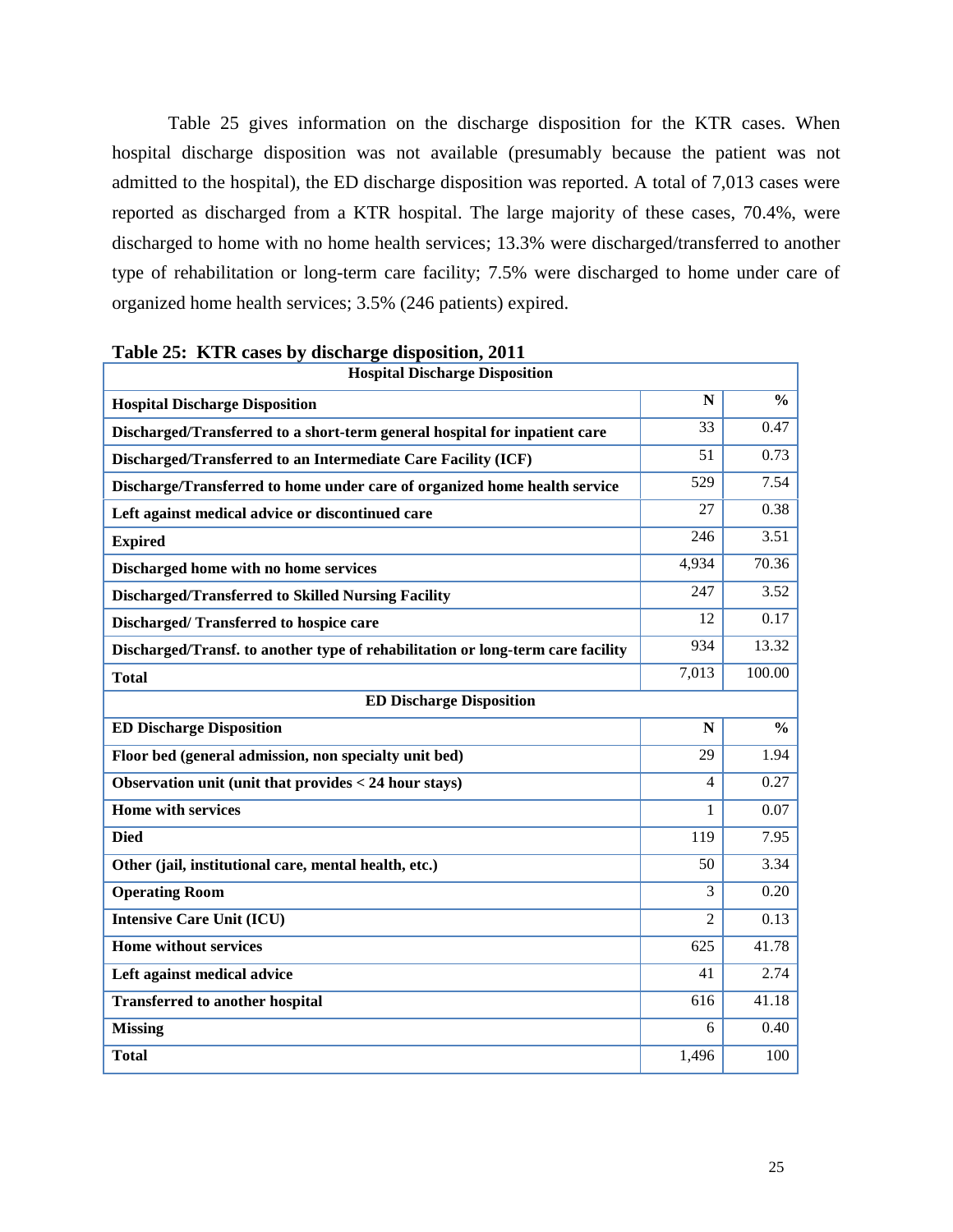Table 25 gives information on the discharge disposition for the KTR cases. When hospital discharge disposition was not available (presumably because the patient was not admitted to the hospital), the ED discharge disposition was reported. A total of 7,013 cases were reported as discharged from a KTR hospital. The large majority of these cases, 70.4%, were discharged to home with no home health services; 13.3% were discharged/transferred to another type of rehabilitation or long-term care facility; 7.5% were discharged to home under care of organized home health services; 3.5% (246 patients) expired.

**Table 25: KTR cases by discharge disposition, 2011**

| Hospital Discharge Disposition | | |
|---|---|---|
| **Hospital Discharge Disposition** | **N** | **%** |
| **Discharged/Transferred to a short-term general hospital for inpatient care** | 33 | 0.47 |
| **Discharged/Transferred to an Intermediate Care Facility (ICF)** | 51 | 0.73 |
| **Discharge/Transferred to home under care of organized home health service** | 529 | 7.54 |
| **Left against medical advice or discontinued care** | 27 | 0.38 |
| **Expired** | 246 | 3.51 |
| **Discharged home with no home services** | 4,934 | 70.36 |
| **Discharged/Transferred to Skilled Nursing Facility** | 247 | 3.52 |
| **Discharged/ Transferred to hospice care** | 12 | 0.17 |
| **Discharged/Transf. to another type of rehabilitation or long-term care facility** | 934 | 13.32 |
| **Total** | 7,013 | 100.00 |
| **ED Discharge Disposition** | | |
| **ED Discharge Disposition** | **N** | **%** |
| **Floor bed (general admission, non specialty unit bed)** | 29 | 1.94 |
| **Observation unit (unit that provides < 24 hour stays)** | 4 | 0.27 |
| **Home with services** | 1 | 0.07 |
| **Died** | 119 | 7.95 |
| **Other (jail, institutional care, mental health, etc.)** | 50 | 3.34 |
| **Operating Room** | 3 | 0.20 |
| **Intensive Care Unit (ICU)** | 2 | 0.13 |
| **Home without services** | 625 | 41.78 |
| **Left against medical advice** | 41 | 2.74 |
| **Transferred to another hospital** | 616 | 41.18 |
| **Missing** | 6 | 0.40 |
| **Total** | 1,496 | 100 |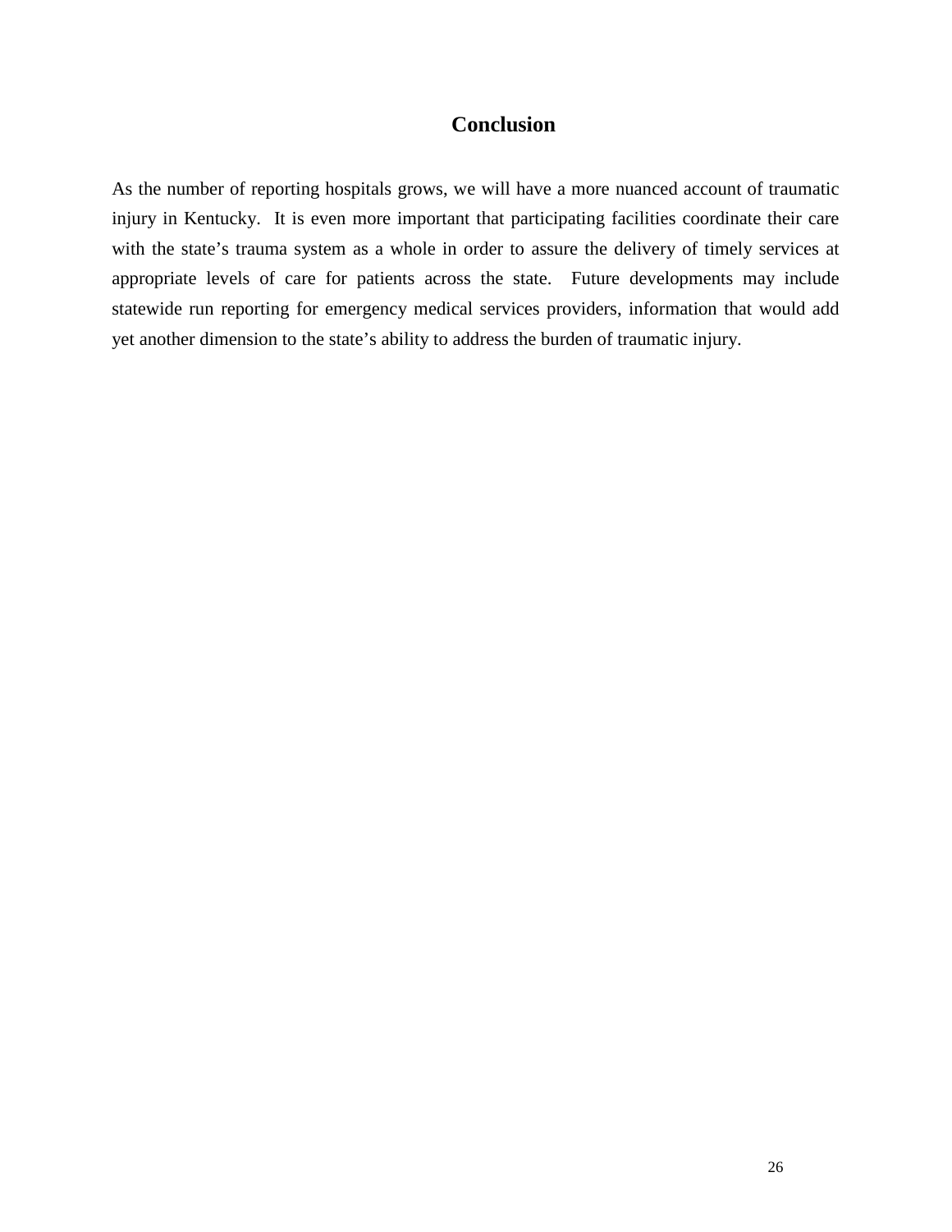# Conclusion

As the number of reporting hospitals grows, we will have a more nuanced account of traumatic injury in Kentucky. It is even more important that participating facilities coordinate their care with the state's trauma system as a whole in order to assure the delivery of timely services at appropriate levels of care for patients across the state. Future developments may include statewide run reporting for emergency medical services providers, information that would add yet another dimension to the state's ability to address the burden of traumatic injury.